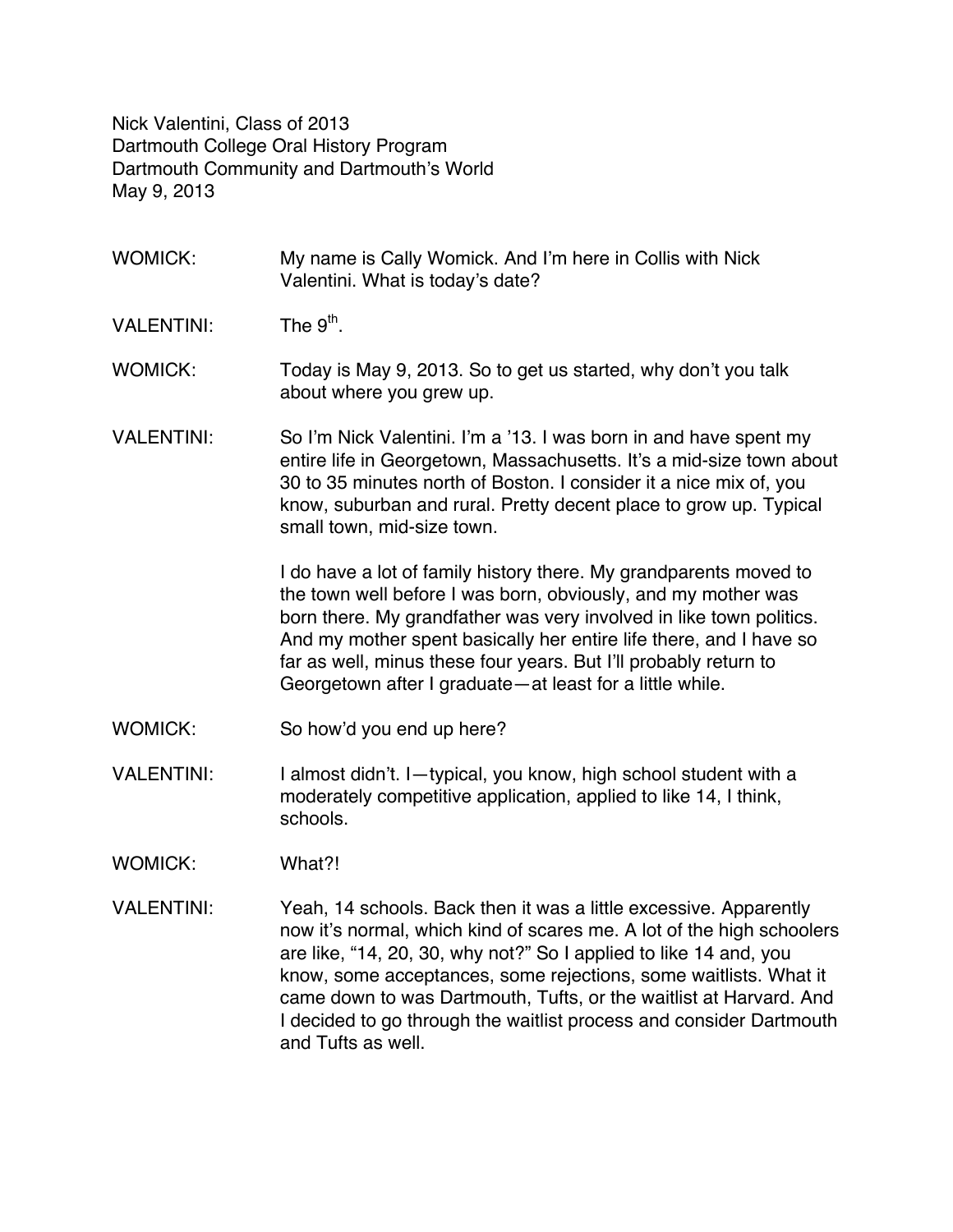Nick Valentini, Class of 2013
Dartmouth College Oral History Program
Dartmouth Community and Dartmouth's World
May 9, 2013

WOMICK: My name is Cally Womick. And I'm here in Collis with Nick Valentini. What is today's date?

VALENTINI: The 9th.

WOMICK: Today is May 9, 2013. So to get us started, why don't you talk about where you grew up.

VALENTINI: So I'm Nick Valentini. I'm a '13. I was born in and have spent my entire life in Georgetown, Massachusetts. It's a mid-size town about 30 to 35 minutes north of Boston. I consider it a nice mix of, you know, suburban and rural. Pretty decent place to grow up. Typical small town, mid-size town.

I do have a lot of family history there. My grandparents moved to the town well before I was born, obviously, and my mother was born there. My grandfather was very involved in like town politics. And my mother spent basically her entire life there, and I have so far as well, minus these four years. But I'll probably return to Georgetown after I graduate—at least for a little while.

WOMICK: So how'd you end up here?

VALENTINI: I almost didn't. I—typical, you know, high school student with a moderately competitive application, applied to like 14, I think, schools.

WOMICK: What?!

VALENTINI: Yeah, 14 schools. Back then it was a little excessive. Apparently now it's normal, which kind of scares me. A lot of the high schoolers are like, "14, 20, 30, why not?" So I applied to like 14 and, you know, some acceptances, some rejections, some waitlists. What it came down to was Dartmouth, Tufts, or the waitlist at Harvard. And I decided to go through the waitlist process and consider Dartmouth and Tufts as well.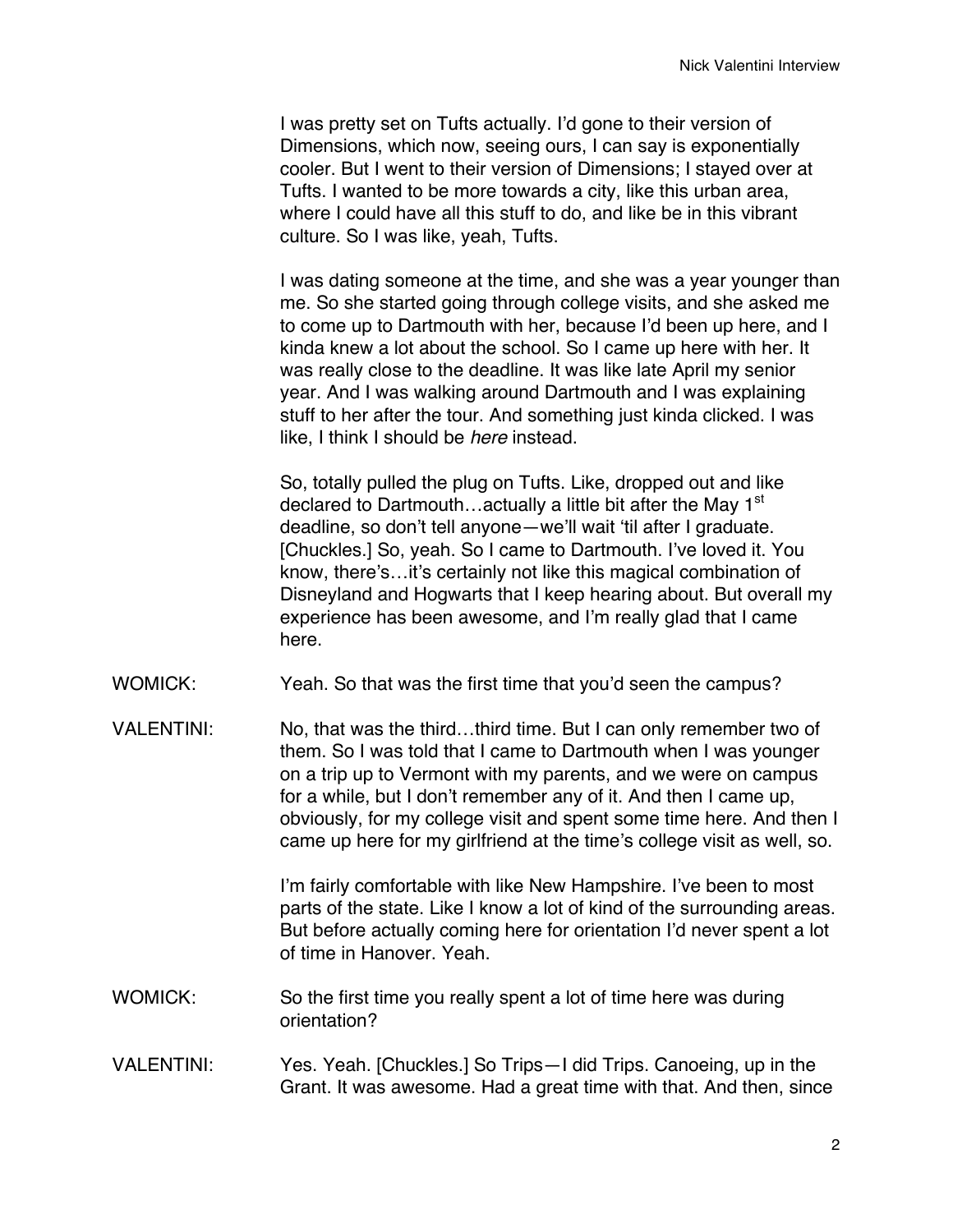I was pretty set on Tufts actually. I'd gone to their version of Dimensions, which now, seeing ours, I can say is exponentially cooler. But I went to their version of Dimensions; I stayed over at Tufts. I wanted to be more towards a city, like this urban area, where I could have all this stuff to do, and like be in this vibrant culture. So I was like, yeah, Tufts.

I was dating someone at the time, and she was a year younger than me. So she started going through college visits, and she asked me to come up to Dartmouth with her, because I'd been up here, and I kinda knew a lot about the school. So I came up here with her. It was really close to the deadline. It was like late April my senior year. And I was walking around Dartmouth and I was explaining stuff to her after the tour. And something just kinda clicked. I was like, I think I should be *here* instead.

So, totally pulled the plug on Tufts. Like, dropped out and like declared to Dartmouth…actually a little bit after the May 1st deadline, so don't tell anyone—we'll wait 'til after I graduate. [Chuckles.] So, yeah. So I came to Dartmouth. I've loved it. You know, there's…it's certainly not like this magical combination of Disneyland and Hogwarts that I keep hearing about. But overall my experience has been awesome, and I'm really glad that I came here.

WOMICK: Yeah. So that was the first time that you'd seen the campus?

VALENTINI: No, that was the third…third time. But I can only remember two of them. So I was told that I came to Dartmouth when I was younger on a trip up to Vermont with my parents, and we were on campus for a while, but I don't remember any of it. And then I came up, obviously, for my college visit and spent some time here. And then I came up here for my girlfriend at the time's college visit as well, so.

I'm fairly comfortable with like New Hampshire. I've been to most parts of the state. Like I know a lot of kind of the surrounding areas. But before actually coming here for orientation I'd never spent a lot of time in Hanover. Yeah.

WOMICK: So the first time you really spent a lot of time here was during orientation?

VALENTINI: Yes. Yeah. [Chuckles.] So Trips—I did Trips. Canoeing, up in the Grant. It was awesome. Had a great time with that. And then, since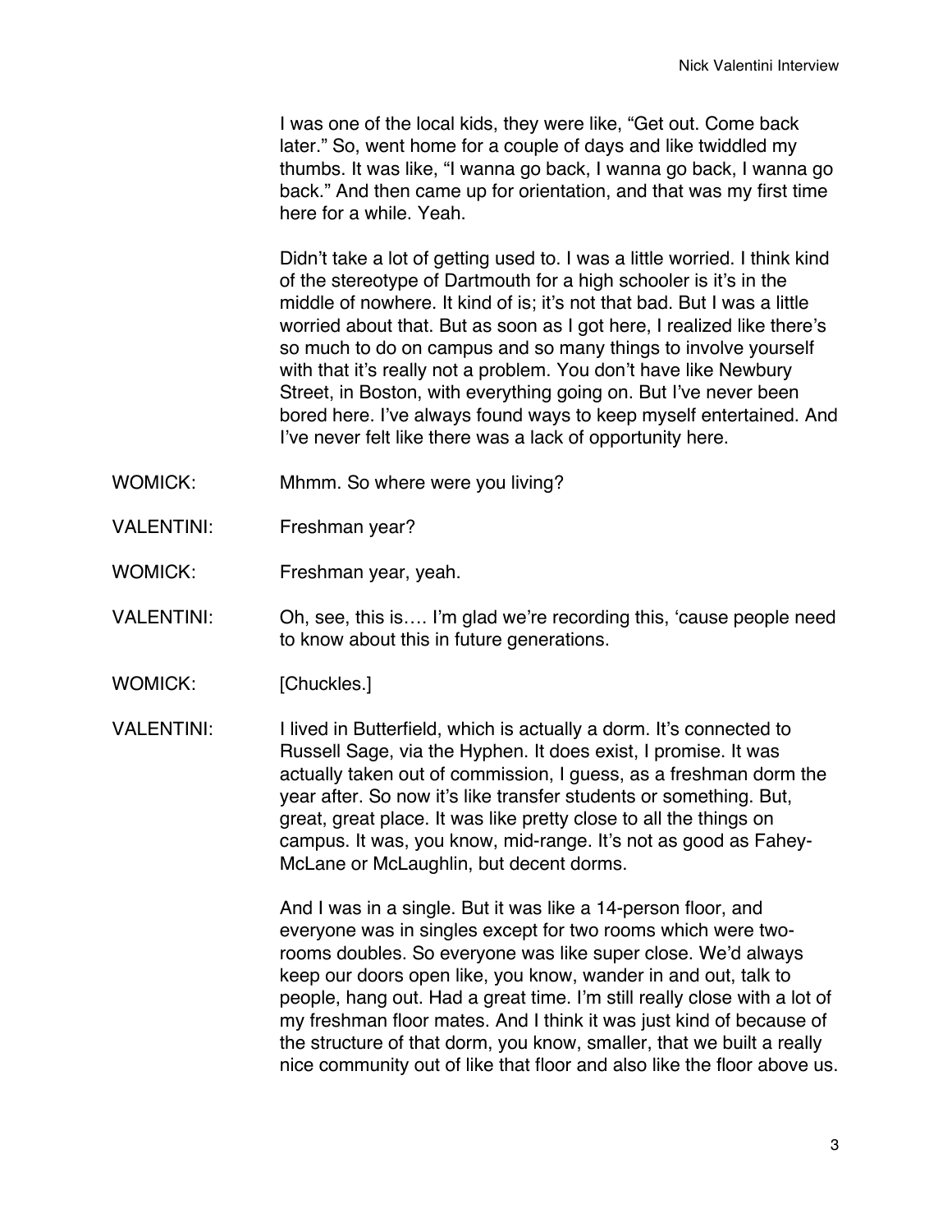I was one of the local kids, they were like, "Get out. Come back later." So, went home for a couple of days and like twiddled my thumbs. It was like, "I wanna go back, I wanna go back, I wanna go back." And then came up for orientation, and that was my first time here for a while. Yeah.

Didn't take a lot of getting used to. I was a little worried. I think kind of the stereotype of Dartmouth for a high schooler is it's in the middle of nowhere. It kind of is; it's not that bad. But I was a little worried about that. But as soon as I got here, I realized like there's so much to do on campus and so many things to involve yourself with that it's really not a problem. You don't have like Newbury Street, in Boston, with everything going on. But I've never been bored here. I've always found ways to keep myself entertained. And I've never felt like there was a lack of opportunity here.

WOMICK: Mhmm. So where were you living?

VALENTINI: Freshman year?

WOMICK: Freshman year, yeah.

VALENTINI: Oh, see, this is…. I'm glad we're recording this, 'cause people need to know about this in future generations.

WOMICK: [Chuckles.]

VALENTINI: I lived in Butterfield, which is actually a dorm. It's connected to Russell Sage, via the Hyphen. It does exist, I promise. It was actually taken out of commission, I guess, as a freshman dorm the year after. So now it's like transfer students or something. But, great, great place. It was like pretty close to all the things on campus. It was, you know, mid-range. It's not as good as Fahey-McLane or McLaughlin, but decent dorms.

And I was in a single. But it was like a 14-person floor, and everyone was in singles except for two rooms which were two-rooms doubles. So everyone was like super close. We'd always keep our doors open like, you know, wander in and out, talk to people, hang out. Had a great time. I'm still really close with a lot of my freshman floor mates. And I think it was just kind of because of the structure of that dorm, you know, smaller, that we built a really nice community out of like that floor and also like the floor above us.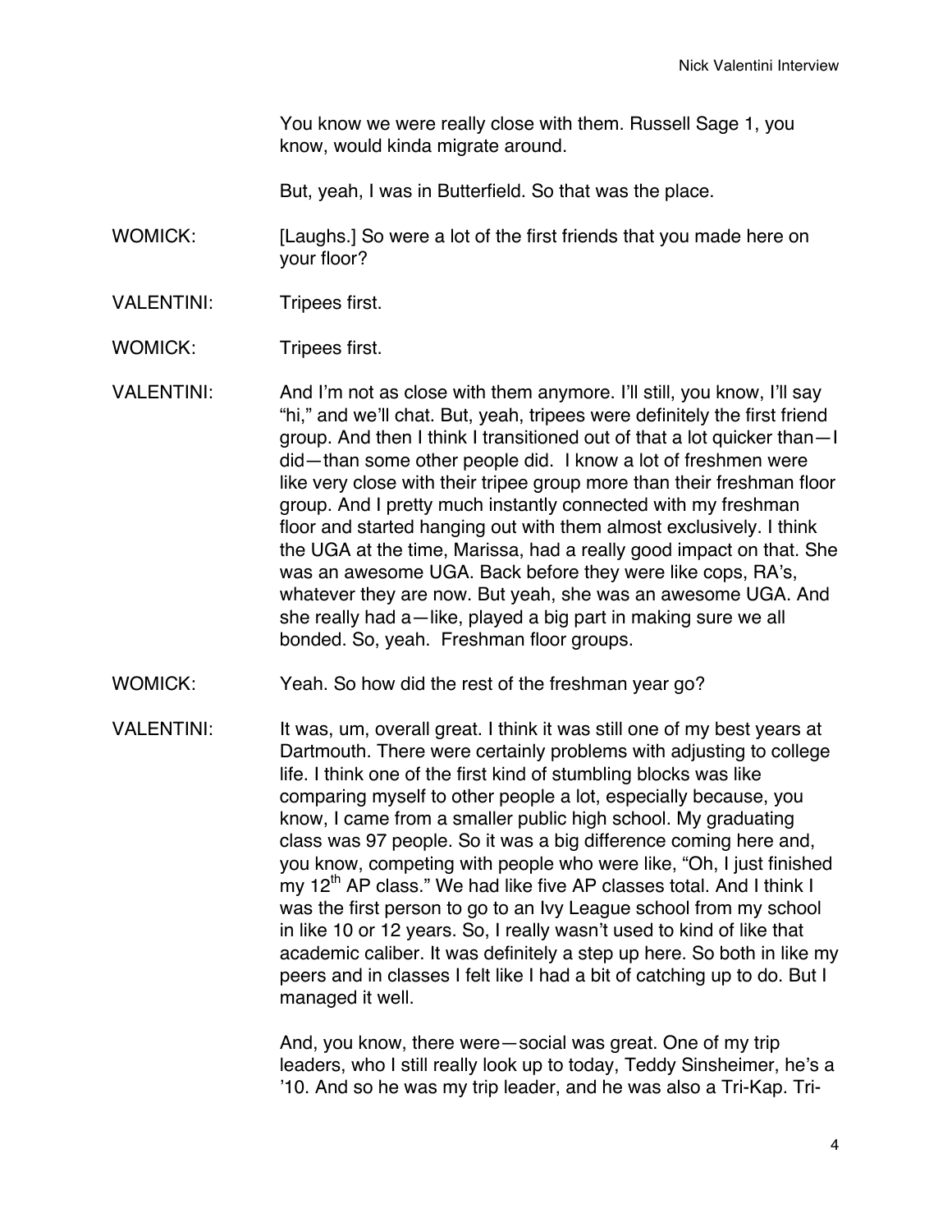You know we were really close with them. Russell Sage 1, you know, would kinda migrate around.

But, yeah, I was in Butterfield. So that was the place.

WOMICK: [Laughs.] So were a lot of the first friends that you made here on your floor?

VALENTINI: Tripees first.

WOMICK: Tripees first.

VALENTINI: And I'm not as close with them anymore. I'll still, you know, I'll say "hi," and we'll chat. But, yeah, tripees were definitely the first friend group. And then I think I transitioned out of that a lot quicker than—I did—than some other people did. I know a lot of freshmen were like very close with their tripee group more than their freshman floor group. And I pretty much instantly connected with my freshman floor and started hanging out with them almost exclusively. I think the UGA at the time, Marissa, had a really good impact on that. She was an awesome UGA. Back before they were like cops, RA's, whatever they are now. But yeah, she was an awesome UGA. And she really had a—like, played a big part in making sure we all bonded. So, yeah. Freshman floor groups.

WOMICK: Yeah. So how did the rest of the freshman year go?

VALENTINI: It was, um, overall great. I think it was still one of my best years at Dartmouth. There were certainly problems with adjusting to college life. I think one of the first kind of stumbling blocks was like comparing myself to other people a lot, especially because, you know, I came from a smaller public high school. My graduating class was 97 people. So it was a big difference coming here and, you know, competing with people who were like, "Oh, I just finished my 12th AP class." We had like five AP classes total. And I think I was the first person to go to an Ivy League school from my school in like 10 or 12 years. So, I really wasn't used to kind of like that academic caliber. It was definitely a step up here. So both in like my peers and in classes I felt like I had a bit of catching up to do. But I managed it well.

And, you know, there were—social was great. One of my trip leaders, who I still really look up to today, Teddy Sinsheimer, he's a '10. And so he was my trip leader, and he was also a Tri-Kap. Tri-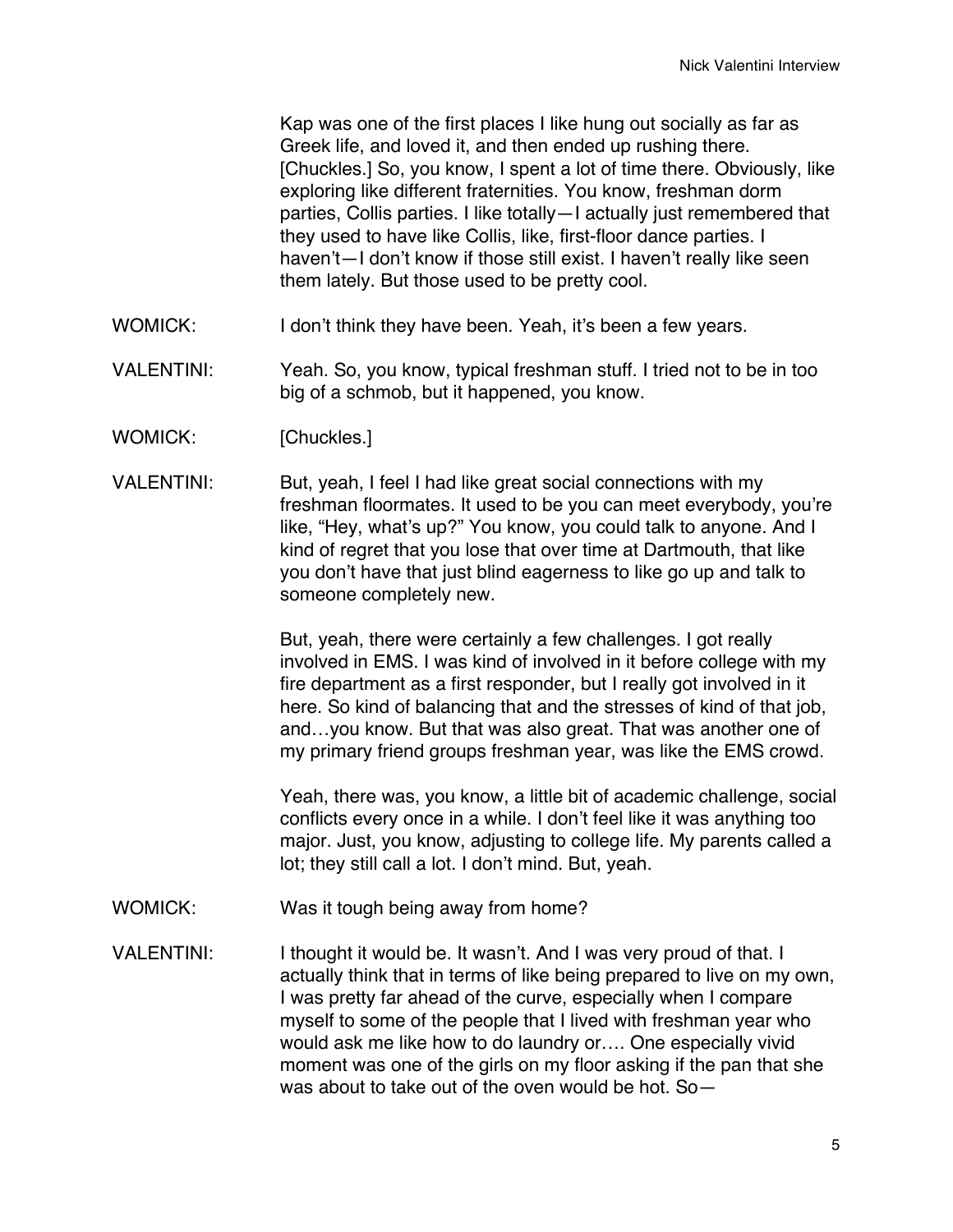Kap was one of the first places I like hung out socially as far as Greek life, and loved it, and then ended up rushing there. [Chuckles.] So, you know, I spent a lot of time there. Obviously, like exploring like different fraternities. You know, freshman dorm parties, Collis parties. I like totally—I actually just remembered that they used to have like Collis, like, first-floor dance parties. I haven't—I don't know if those still exist. I haven't really like seen them lately. But those used to be pretty cool.

WOMICK: I don't think they have been. Yeah, it's been a few years.

VALENTINI: Yeah. So, you know, typical freshman stuff. I tried not to be in too big of a schmob, but it happened, you know.

WOMICK: [Chuckles.]

VALENTINI: But, yeah, I feel I had like great social connections with my freshman floormates. It used to be you can meet everybody, you're like, "Hey, what's up?" You know, you could talk to anyone. And I kind of regret that you lose that over time at Dartmouth, that like you don't have that just blind eagerness to like go up and talk to someone completely new.

But, yeah, there were certainly a few challenges. I got really involved in EMS. I was kind of involved in it before college with my fire department as a first responder, but I really got involved in it here. So kind of balancing that and the stresses of kind of that job, and…you know. But that was also great. That was another one of my primary friend groups freshman year, was like the EMS crowd.

Yeah, there was, you know, a little bit of academic challenge, social conflicts every once in a while. I don't feel like it was anything too major. Just, you know, adjusting to college life. My parents called a lot; they still call a lot. I don't mind. But, yeah.

WOMICK: Was it tough being away from home?

VALENTINI: I thought it would be. It wasn't. And I was very proud of that. I actually think that in terms of like being prepared to live on my own, I was pretty far ahead of the curve, especially when I compare myself to some of the people that I lived with freshman year who would ask me like how to do laundry or…. One especially vivid moment was one of the girls on my floor asking if the pan that she was about to take out of the oven would be hot. So—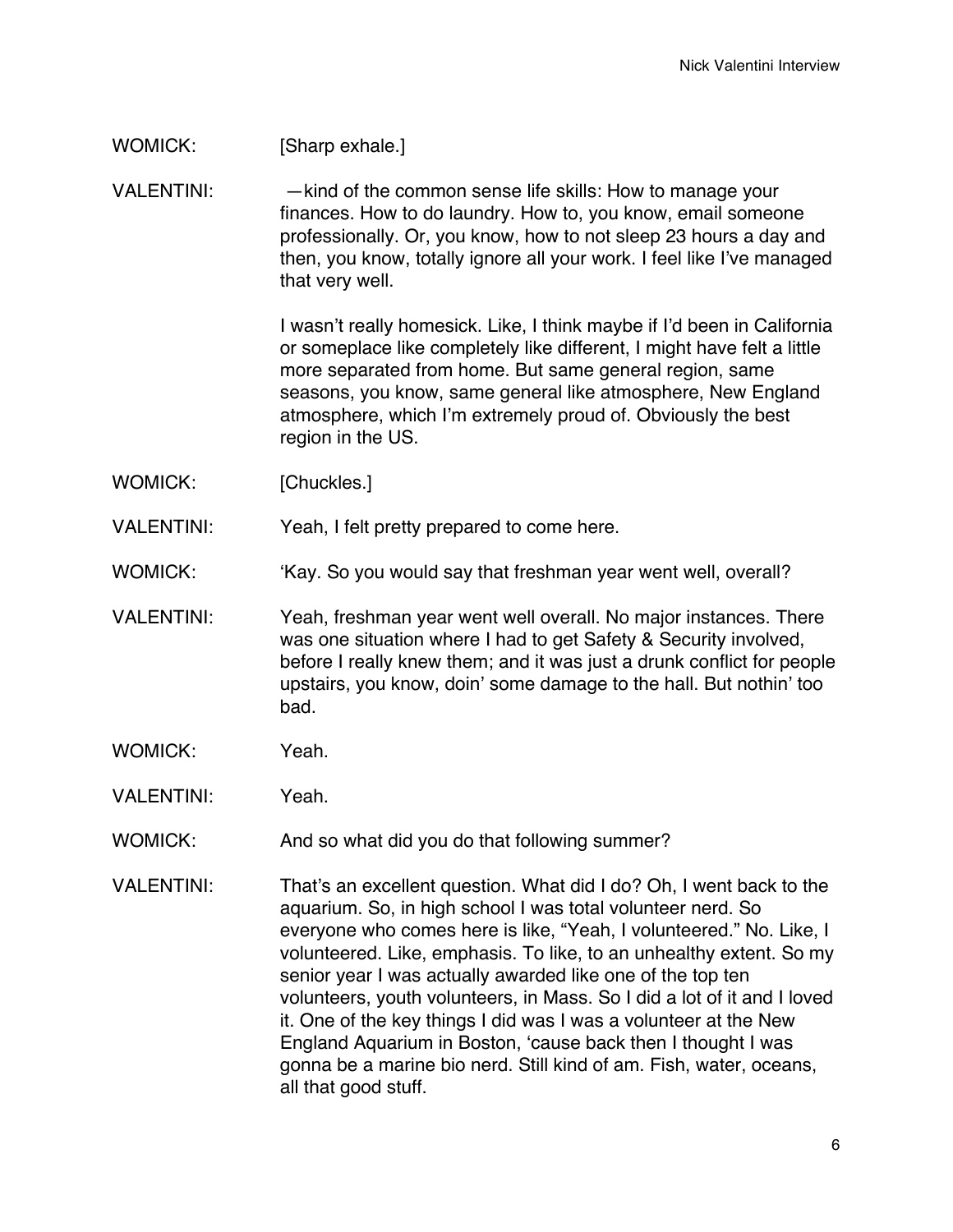WOMICK: [Sharp exhale.]

VALENTINI: —kind of the common sense life skills: How to manage your finances. How to do laundry. How to, you know, email someone professionally. Or, you know, how to not sleep 23 hours a day and then, you know, totally ignore all your work. I feel like I've managed that very well.

I wasn't really homesick. Like, I think maybe if I'd been in California or someplace like completely like different, I might have felt a little more separated from home. But same general region, same seasons, you know, same general like atmosphere, New England atmosphere, which I'm extremely proud of. Obviously the best region in the US.

WOMICK: [Chuckles.]

VALENTINI: Yeah, I felt pretty prepared to come here.

WOMICK: 'Kay. So you would say that freshman year went well, overall?

VALENTINI: Yeah, freshman year went well overall. No major instances. There was one situation where I had to get Safety & Security involved, before I really knew them; and it was just a drunk conflict for people upstairs, you know, doin' some damage to the hall. But nothin' too bad.

WOMICK: Yeah.

VALENTINI: Yeah.

WOMICK: And so what did you do that following summer?

VALENTINI: That's an excellent question. What did I do? Oh, I went back to the aquarium. So, in high school I was total volunteer nerd. So everyone who comes here is like, "Yeah, I volunteered." No. Like, I volunteered. Like, emphasis. To like, to an unhealthy extent. So my senior year I was actually awarded like one of the top ten volunteers, youth volunteers, in Mass. So I did a lot of it and I loved it. One of the key things I did was I was a volunteer at the New England Aquarium in Boston, 'cause back then I thought I was gonna be a marine bio nerd. Still kind of am. Fish, water, oceans, all that good stuff.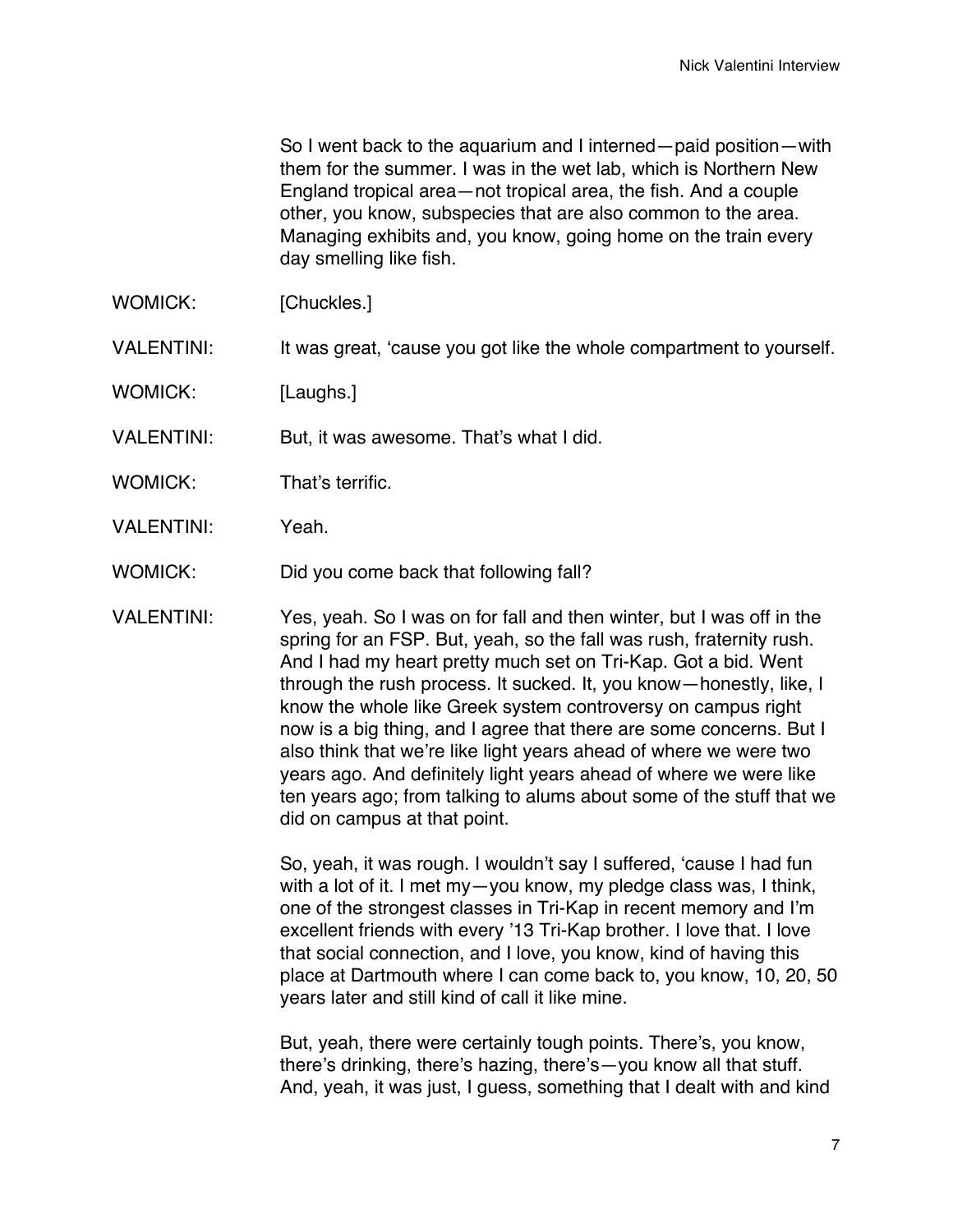So I went back to the aquarium and I interned—paid position—with them for the summer. I was in the wet lab, which is Northern New England tropical area—not tropical area, the fish. And a couple other, you know, subspecies that are also common to the area. Managing exhibits and, you know, going home on the train every day smelling like fish.

WOMICK: [Chuckles.]

VALENTINI: It was great, 'cause you got like the whole compartment to yourself.

WOMICK: [Laughs.]

VALENTINI: But, it was awesome. That's what I did.

WOMICK: That's terrific.

VALENTINI: Yeah.

WOMICK: Did you come back that following fall?

VALENTINI: Yes, yeah. So I was on for fall and then winter, but I was off in the spring for an FSP. But, yeah, so the fall was rush, fraternity rush. And I had my heart pretty much set on Tri-Kap. Got a bid. Went through the rush process. It sucked. It, you know—honestly, like, I know the whole like Greek system controversy on campus right now is a big thing, and I agree that there are some concerns. But I also think that we're like light years ahead of where we were two years ago. And definitely light years ahead of where we were like ten years ago; from talking to alums about some of the stuff that we did on campus at that point.

So, yeah, it was rough. I wouldn't say I suffered, 'cause I had fun with a lot of it. I met my—you know, my pledge class was, I think, one of the strongest classes in Tri-Kap in recent memory and I'm excellent friends with every '13 Tri-Kap brother. I love that. I love that social connection, and I love, you know, kind of having this place at Dartmouth where I can come back to, you know, 10, 20, 50 years later and still kind of call it like mine.

But, yeah, there were certainly tough points. There's, you know, there's drinking, there's hazing, there's—you know all that stuff. And, yeah, it was just, I guess, something that I dealt with and kind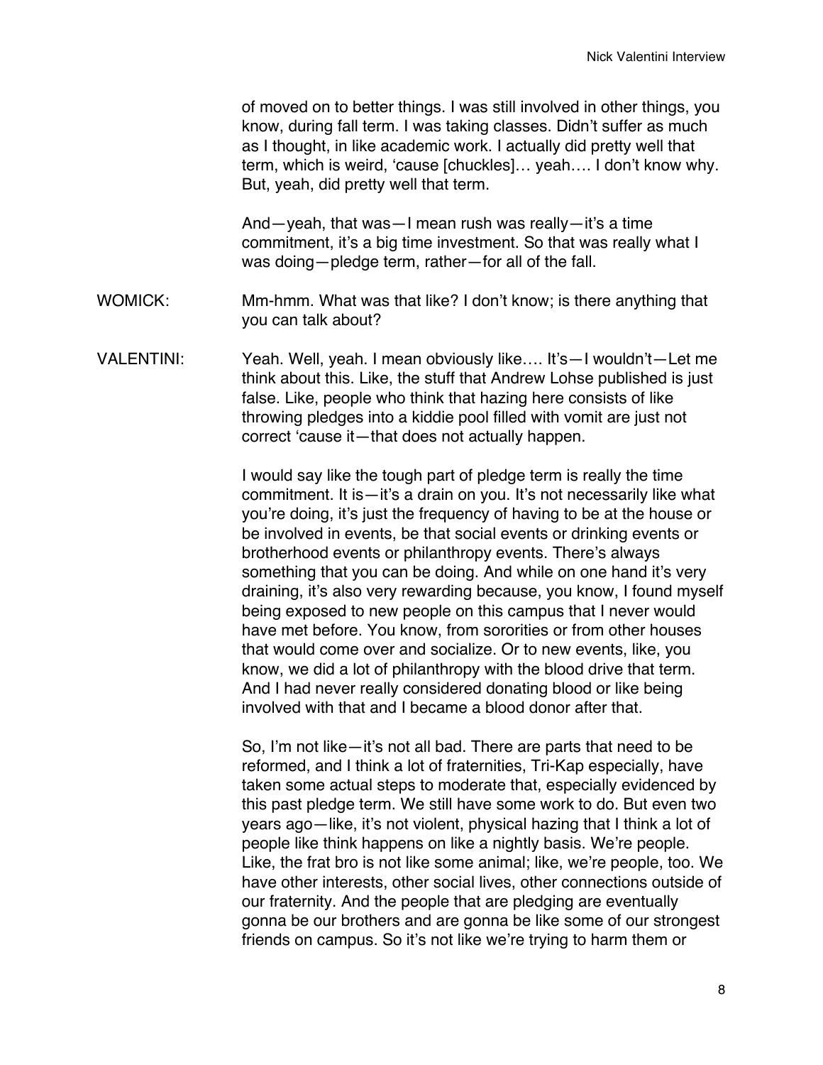of moved on to better things. I was still involved in other things, you know, during fall term. I was taking classes. Didn't suffer as much as I thought, in like academic work. I actually did pretty well that term, which is weird, 'cause [chuckles]… yeah…. I don't know why. But, yeah, did pretty well that term.

And—yeah, that was—I mean rush was really—it's a time commitment, it's a big time investment. So that was really what I was doing—pledge term, rather—for all of the fall.

WOMICK: Mm-hmm. What was that like? I don't know; is there anything that you can talk about?

VALENTINI: Yeah. Well, yeah. I mean obviously like…. It's—I wouldn't—Let me think about this. Like, the stuff that Andrew Lohse published is just false. Like, people who think that hazing here consists of like throwing pledges into a kiddie pool filled with vomit are just not correct 'cause it—that does not actually happen.

I would say like the tough part of pledge term is really the time commitment. It is—it's a drain on you. It's not necessarily like what you're doing, it's just the frequency of having to be at the house or be involved in events, be that social events or drinking events or brotherhood events or philanthropy events. There's always something that you can be doing. And while on one hand it's very draining, it's also very rewarding because, you know, I found myself being exposed to new people on this campus that I never would have met before. You know, from sororities or from other houses that would come over and socialize. Or to new events, like, you know, we did a lot of philanthropy with the blood drive that term. And I had never really considered donating blood or like being involved with that and I became a blood donor after that.

So, I'm not like—it's not all bad. There are parts that need to be reformed, and I think a lot of fraternities, Tri-Kap especially, have taken some actual steps to moderate that, especially evidenced by this past pledge term. We still have some work to do. But even two years ago—like, it's not violent, physical hazing that I think a lot of people like think happens on like a nightly basis. We're people. Like, the frat bro is not like some animal; like, we're people, too. We have other interests, other social lives, other connections outside of our fraternity. And the people that are pledging are eventually gonna be our brothers and are gonna be like some of our strongest friends on campus. So it's not like we're trying to harm them or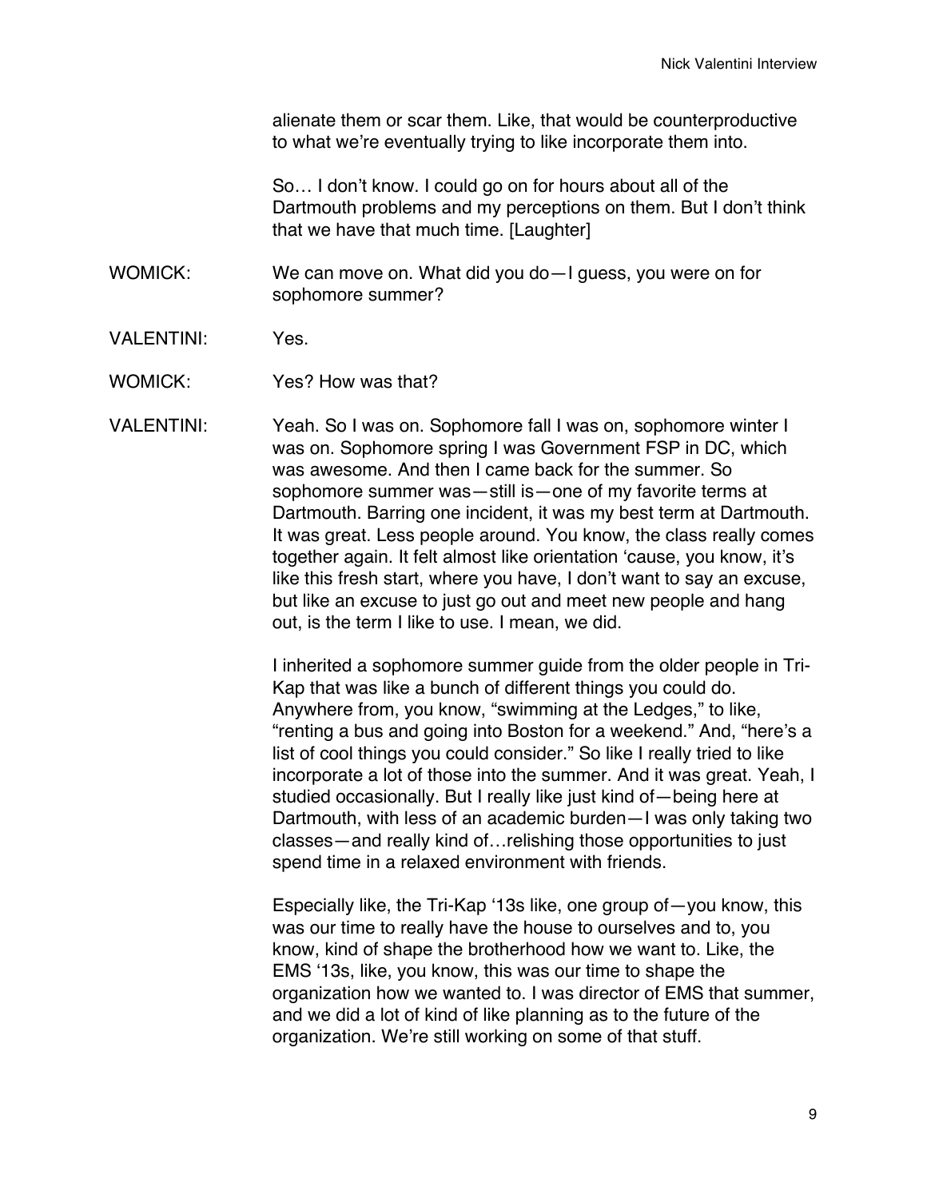alienate them or scar them. Like, that would be counterproductive to what we're eventually trying to like incorporate them into.

So… I don't know. I could go on for hours about all of the Dartmouth problems and my perceptions on them. But I don't think that we have that much time. [Laughter]

WOMICK: We can move on. What did you do—I guess, you were on for sophomore summer?

VALENTINI: Yes.

WOMICK: Yes? How was that?

VALENTINI: Yeah. So I was on. Sophomore fall I was on, sophomore winter I was on. Sophomore spring I was Government FSP in DC, which was awesome. And then I came back for the summer. So sophomore summer was—still is—one of my favorite terms at Dartmouth. Barring one incident, it was my best term at Dartmouth. It was great. Less people around. You know, the class really comes together again. It felt almost like orientation 'cause, you know, it's like this fresh start, where you have, I don't want to say an excuse, but like an excuse to just go out and meet new people and hang out, is the term I like to use. I mean, we did.

I inherited a sophomore summer guide from the older people in Tri-Kap that was like a bunch of different things you could do. Anywhere from, you know, "swimming at the Ledges," to like, "renting a bus and going into Boston for a weekend." And, "here's a list of cool things you could consider." So like I really tried to like incorporate a lot of those into the summer. And it was great. Yeah, I studied occasionally. But I really like just kind of—being here at Dartmouth, with less of an academic burden—I was only taking two classes—and really kind of…relishing those opportunities to just spend time in a relaxed environment with friends.

Especially like, the Tri-Kap '13s like, one group of—you know, this was our time to really have the house to ourselves and to, you know, kind of shape the brotherhood how we want to. Like, the EMS '13s, like, you know, this was our time to shape the organization how we wanted to. I was director of EMS that summer, and we did a lot of kind of like planning as to the future of the organization. We're still working on some of that stuff.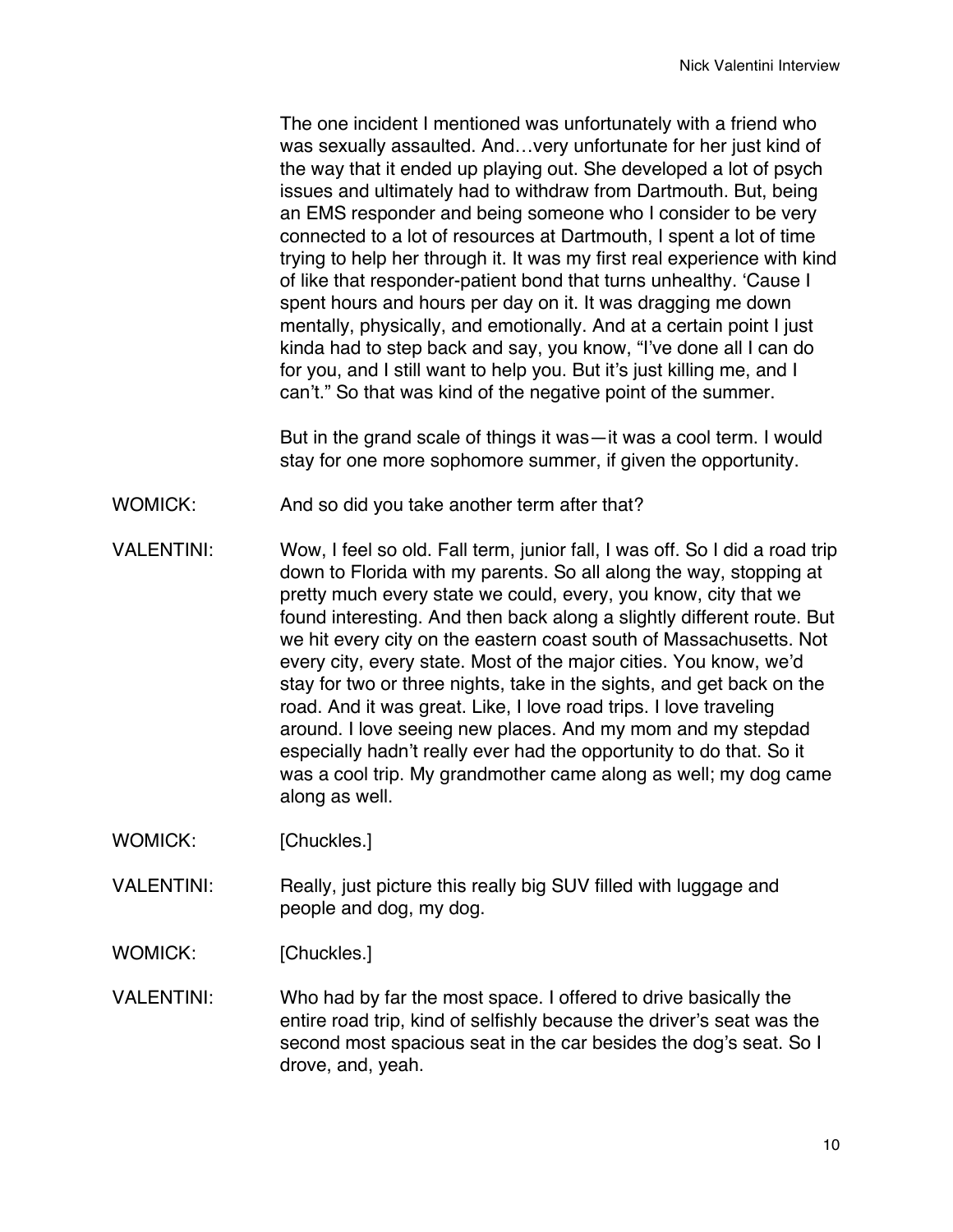The one incident I mentioned was unfortunately with a friend who was sexually assaulted. And…very unfortunate for her just kind of the way that it ended up playing out. She developed a lot of psych issues and ultimately had to withdraw from Dartmouth. But, being an EMS responder and being someone who I consider to be very connected to a lot of resources at Dartmouth, I spent a lot of time trying to help her through it. It was my first real experience with kind of like that responder-patient bond that turns unhealthy. 'Cause I spent hours and hours per day on it. It was dragging me down mentally, physically, and emotionally. And at a certain point I just kinda had to step back and say, you know, "I've done all I can do for you, and I still want to help you. But it's just killing me, and I can't." So that was kind of the negative point of the summer.

But in the grand scale of things it was—it was a cool term. I would stay for one more sophomore summer, if given the opportunity.

WOMICK: And so did you take another term after that?

VALENTINI: Wow, I feel so old. Fall term, junior fall, I was off. So I did a road trip down to Florida with my parents. So all along the way, stopping at pretty much every state we could, every, you know, city that we found interesting. And then back along a slightly different route. But we hit every city on the eastern coast south of Massachusetts. Not every city, every state. Most of the major cities. You know, we'd stay for two or three nights, take in the sights, and get back on the road. And it was great. Like, I love road trips. I love traveling around. I love seeing new places. And my mom and my stepdad especially hadn't really ever had the opportunity to do that. So it was a cool trip. My grandmother came along as well; my dog came along as well.

WOMICK: [Chuckles.]

VALENTINI: Really, just picture this really big SUV filled with luggage and people and dog, my dog.

WOMICK: [Chuckles.]

VALENTINI: Who had by far the most space. I offered to drive basically the entire road trip, kind of selfishly because the driver's seat was the second most spacious seat in the car besides the dog's seat. So I drove, and, yeah.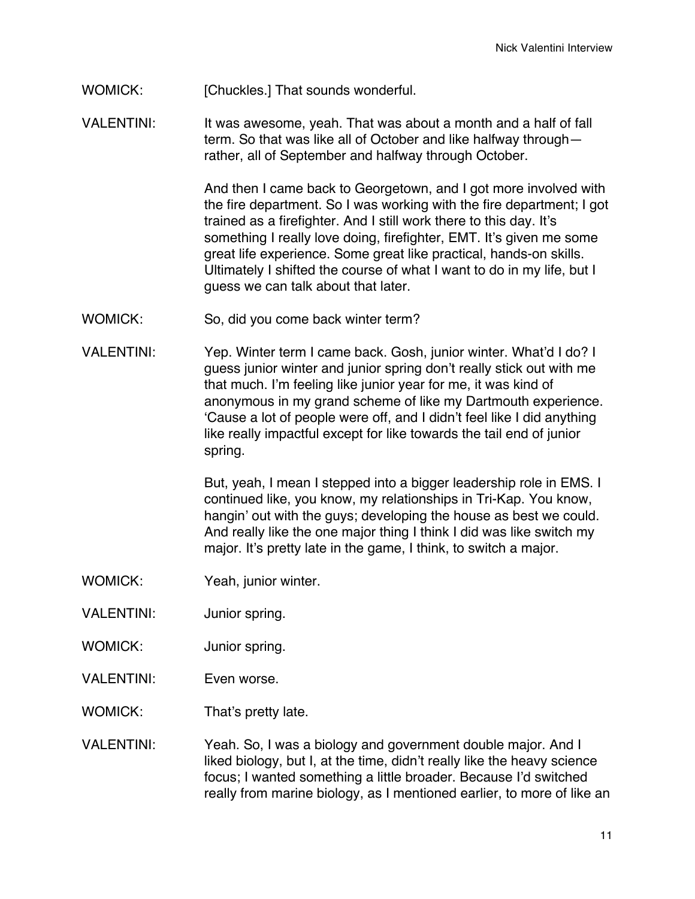WOMICK: [Chuckles.] That sounds wonderful.

VALENTINI: It was awesome, yeah. That was about a month and a half of fall term. So that was like all of October and like halfway through—rather, all of September and halfway through October.

And then I came back to Georgetown, and I got more involved with the fire department. So I was working with the fire department; I got trained as a firefighter. And I still work there to this day. It's something I really love doing, firefighter, EMT. It's given me some great life experience. Some great like practical, hands-on skills. Ultimately I shifted the course of what I want to do in my life, but I guess we can talk about that later.

WOMICK: So, did you come back winter term?

VALENTINI: Yep. Winter term I came back. Gosh, junior winter. What'd I do? I guess junior winter and junior spring don't really stick out with me that much. I'm feeling like junior year for me, it was kind of anonymous in my grand scheme of like my Dartmouth experience. 'Cause a lot of people were off, and I didn't feel like I did anything like really impactful except for like towards the tail end of junior spring.

But, yeah, I mean I stepped into a bigger leadership role in EMS. I continued like, you know, my relationships in Tri-Kap. You know, hangin' out with the guys; developing the house as best we could. And really like the one major thing I think I did was like switch my major. It's pretty late in the game, I think, to switch a major.

WOMICK: Yeah, junior winter.

VALENTINI: Junior spring.

WOMICK: Junior spring.

VALENTINI: Even worse.

WOMICK: That's pretty late.

VALENTINI: Yeah. So, I was a biology and government double major. And I liked biology, but I, at the time, didn't really like the heavy science focus; I wanted something a little broader. Because I'd switched really from marine biology, as I mentioned earlier, to more of like an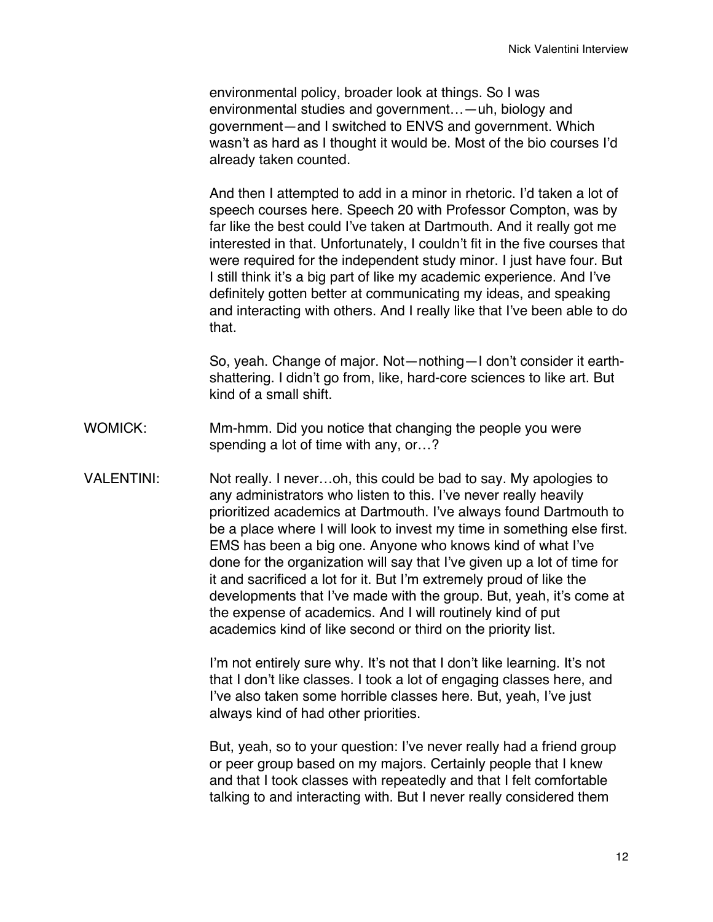environmental policy, broader look at things. So I was environmental studies and government…—uh, biology and government—and I switched to ENVS and government. Which wasn't as hard as I thought it would be. Most of the bio courses I'd already taken counted.

And then I attempted to add in a minor in rhetoric. I'd taken a lot of speech courses here. Speech 20 with Professor Compton, was by far like the best could I've taken at Dartmouth. And it really got me interested in that. Unfortunately, I couldn't fit in the five courses that were required for the independent study minor. I just have four. But I still think it's a big part of like my academic experience. And I've definitely gotten better at communicating my ideas, and speaking and interacting with others. And I really like that I've been able to do that.

So, yeah. Change of major. Not—nothing—I don't consider it earth-shattering. I didn't go from, like, hard-core sciences to like art. But kind of a small shift.

WOMICK: Mm-hmm. Did you notice that changing the people you were spending a lot of time with any, or…?

VALENTINI: Not really. I never…oh, this could be bad to say. My apologies to any administrators who listen to this. I've never really heavily prioritized academics at Dartmouth. I've always found Dartmouth to be a place where I will look to invest my time in something else first. EMS has been a big one. Anyone who knows kind of what I've done for the organization will say that I've given up a lot of time for it and sacrificed a lot for it. But I'm extremely proud of like the developments that I've made with the group. But, yeah, it's come at the expense of academics. And I will routinely kind of put academics kind of like second or third on the priority list.

I'm not entirely sure why. It's not that I don't like learning. It's not that I don't like classes. I took a lot of engaging classes here, and I've also taken some horrible classes here. But, yeah, I've just always kind of had other priorities.

But, yeah, so to your question: I've never really had a friend group or peer group based on my majors. Certainly people that I knew and that I took classes with repeatedly and that I felt comfortable talking to and interacting with. But I never really considered them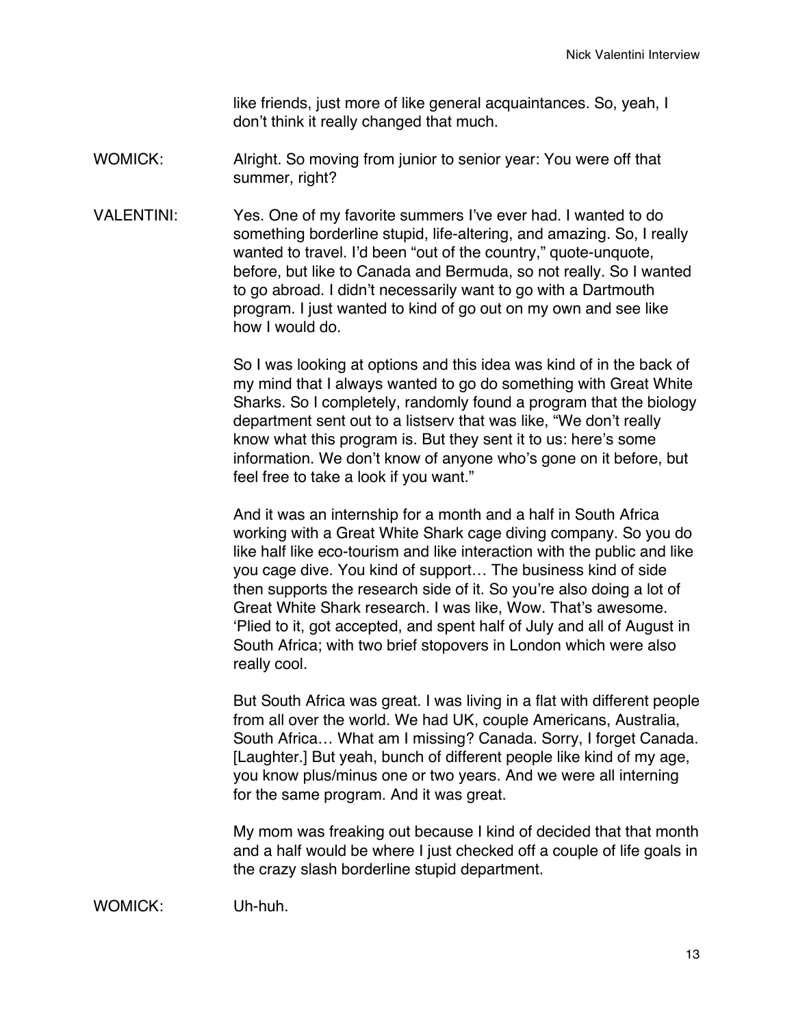like friends, just more of like general acquaintances. So, yeah, I don't think it really changed that much.

WOMICK: Alright. So moving from junior to senior year: You were off that summer, right?

VALENTINI: Yes. One of my favorite summers I've ever had. I wanted to do something borderline stupid, life-altering, and amazing. So, I really wanted to travel. I'd been "out of the country," quote-unquote, before, but like to Canada and Bermuda, so not really. So I wanted to go abroad. I didn't necessarily want to go with a Dartmouth program. I just wanted to kind of go out on my own and see like how I would do.

So I was looking at options and this idea was kind of in the back of my mind that I always wanted to go do something with Great White Sharks. So I completely, randomly found a program that the biology department sent out to a listserv that was like, "We don't really know what this program is. But they sent it to us: here's some information. We don't know of anyone who's gone on it before, but feel free to take a look if you want."

And it was an internship for a month and a half in South Africa working with a Great White Shark cage diving company. So you do like half like eco-tourism and like interaction with the public and like you cage dive. You kind of support… The business kind of side then supports the research side of it. So you're also doing a lot of Great White Shark research. I was like, Wow. That's awesome. 'Plied to it, got accepted, and spent half of July and all of August in South Africa; with two brief stopovers in London which were also really cool.

But South Africa was great. I was living in a flat with different people from all over the world. We had UK, couple Americans, Australia, South Africa… What am I missing? Canada. Sorry, I forget Canada. [Laughter.] But yeah, bunch of different people like kind of my age, you know plus/minus one or two years. And we were all interning for the same program. And it was great.

My mom was freaking out because I kind of decided that that month and a half would be where I just checked off a couple of life goals in the crazy slash borderline stupid department.

WOMICK: Uh-huh.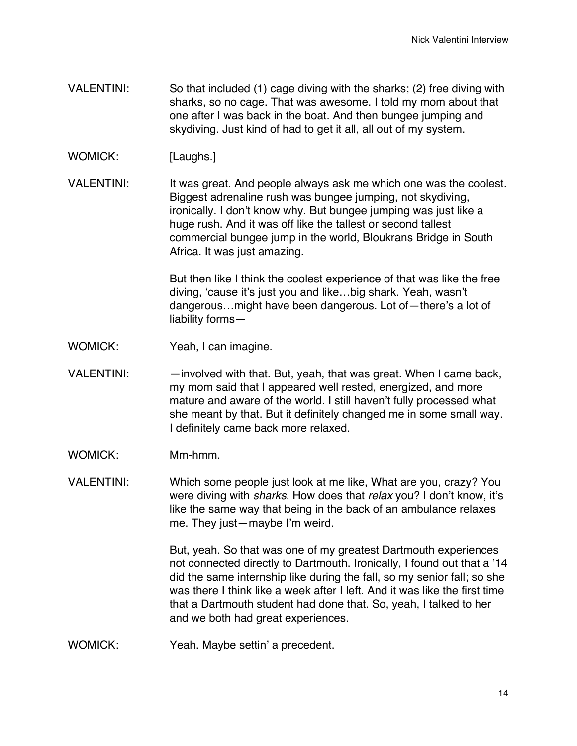VALENTINI: So that included (1) cage diving with the sharks; (2) free diving with sharks, so no cage. That was awesome. I told my mom about that one after I was back in the boat. And then bungee jumping and skydiving. Just kind of had to get it all, all out of my system.

WOMICK: [Laughs.]

VALENTINI: It was great. And people always ask me which one was the coolest. Biggest adrenaline rush was bungee jumping, not skydiving, ironically. I don't know why. But bungee jumping was just like a huge rush. And it was off like the tallest or second tallest commercial bungee jump in the world, Bloukrans Bridge in South Africa. It was just amazing.

But then like I think the coolest experience of that was like the free diving, 'cause it's just you and like…big shark. Yeah, wasn't dangerous…might have been dangerous. Lot of—there's a lot of liability forms—

WOMICK: Yeah, I can imagine.

VALENTINI: —involved with that. But, yeah, that was great. When I came back, my mom said that I appeared well rested, energized, and more mature and aware of the world. I still haven't fully processed what she meant by that. But it definitely changed me in some small way. I definitely came back more relaxed.

WOMICK: Mm-hmm.

VALENTINI: Which some people just look at me like, What are you, crazy? You were diving with *sharks*. How does that *relax* you? I don't know, it's like the same way that being in the back of an ambulance relaxes me. They just—maybe I'm weird.

But, yeah. So that was one of my greatest Dartmouth experiences not connected directly to Dartmouth. Ironically, I found out that a '14 did the same internship like during the fall, so my senior fall; so she was there I think like a week after I left. And it was like the first time that a Dartmouth student had done that. So, yeah, I talked to her and we both had great experiences.

WOMICK: Yeah. Maybe settin' a precedent.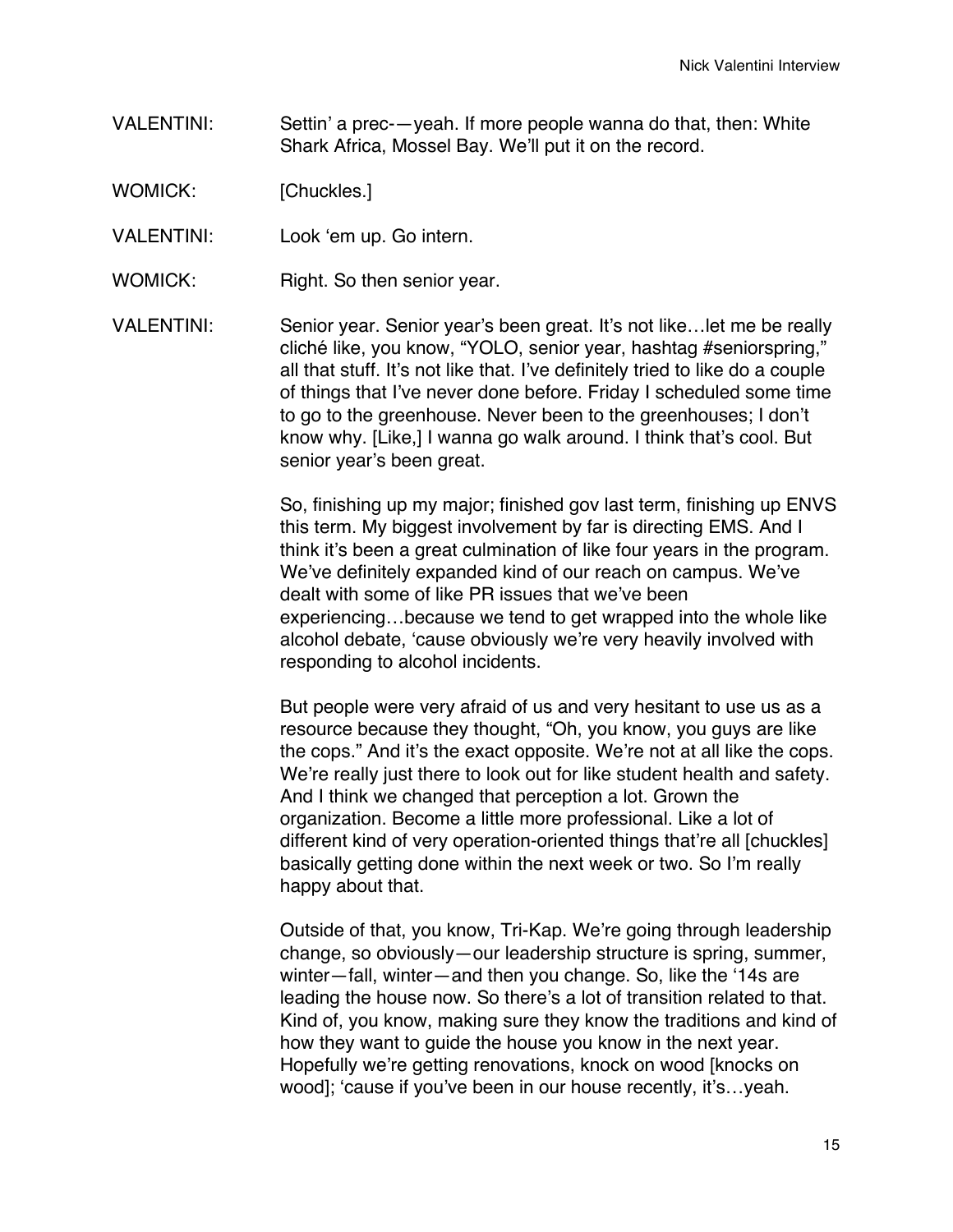VALENTINI: Settin' a prec-—yeah. If more people wanna do that, then: White Shark Africa, Mossel Bay. We'll put it on the record.

WOMICK: [Chuckles.]

VALENTINI: Look 'em up. Go intern.

WOMICK: Right. So then senior year.

VALENTINI: Senior year. Senior year's been great. It's not like…let me be really cliché like, you know, "YOLO, senior year, hashtag #seniorspring," all that stuff. It's not like that. I've definitely tried to like do a couple of things that I've never done before. Friday I scheduled some time to go to the greenhouse. Never been to the greenhouses; I don't know why. [Like,] I wanna go walk around. I think that's cool. But senior year's been great.

So, finishing up my major; finished gov last term, finishing up ENVS this term. My biggest involvement by far is directing EMS. And I think it's been a great culmination of like four years in the program. We've definitely expanded kind of our reach on campus. We've dealt with some of like PR issues that we've been experiencing…because we tend to get wrapped into the whole like alcohol debate, 'cause obviously we're very heavily involved with responding to alcohol incidents.

But people were very afraid of us and very hesitant to use us as a resource because they thought, "Oh, you know, you guys are like the cops." And it's the exact opposite. We're not at all like the cops. We're really just there to look out for like student health and safety. And I think we changed that perception a lot. Grown the organization. Become a little more professional. Like a lot of different kind of very operation-oriented things that're all [chuckles] basically getting done within the next week or two. So I'm really happy about that.

Outside of that, you know, Tri-Kap. We're going through leadership change, so obviously—our leadership structure is spring, summer, winter—fall, winter—and then you change. So, like the '14s are leading the house now. So there's a lot of transition related to that. Kind of, you know, making sure they know the traditions and kind of how they want to guide the house you know in the next year. Hopefully we're getting renovations, knock on wood [knocks on wood]; 'cause if you've been in our house recently, it's…yeah.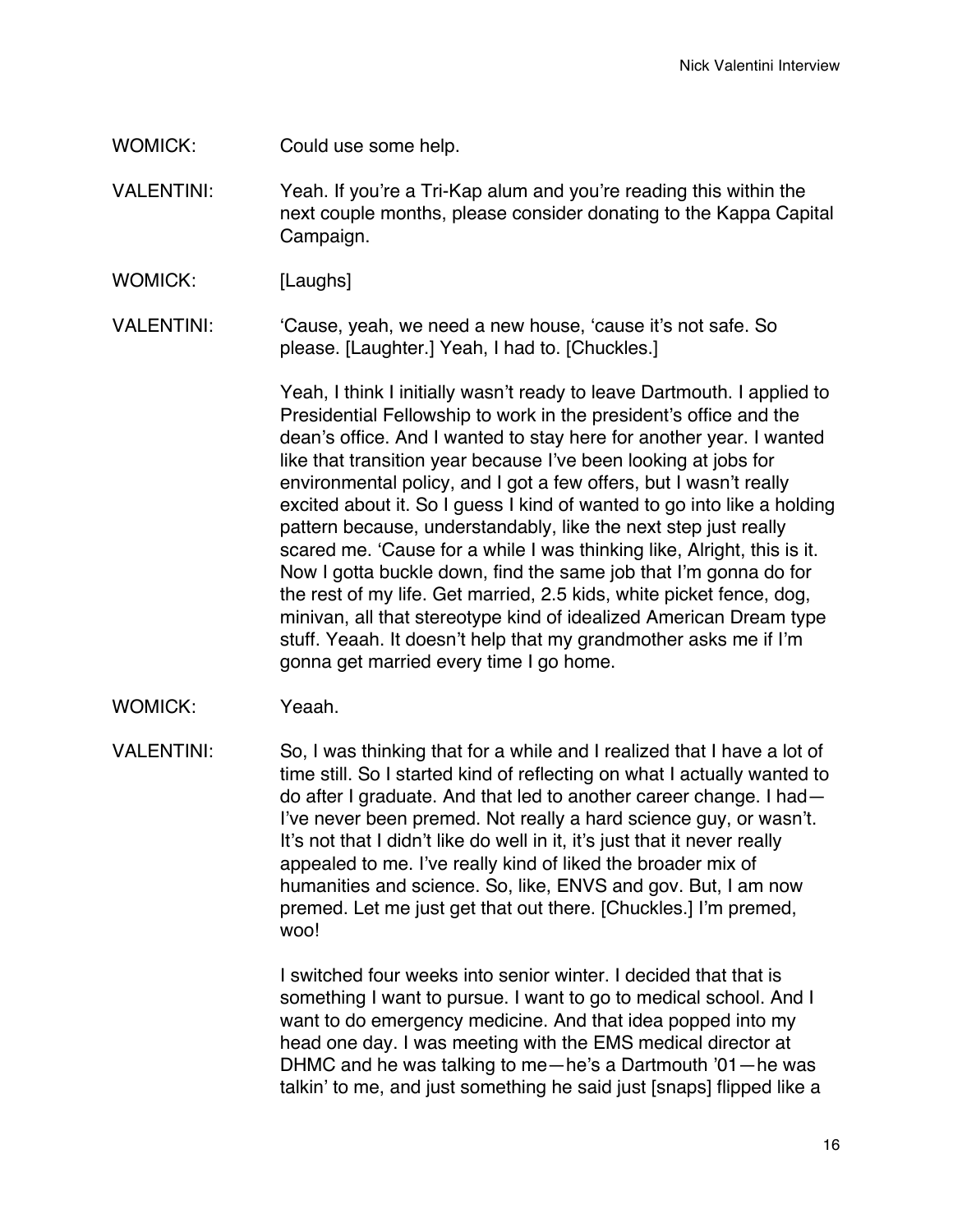WOMICK: Could use some help.

VALENTINI: Yeah. If you're a Tri-Kap alum and you're reading this within the next couple months, please consider donating to the Kappa Capital Campaign.

WOMICK: [Laughs]

VALENTINI: 'Cause, yeah, we need a new house, 'cause it's not safe. So please. [Laughter.] Yeah, I had to. [Chuckles.]

Yeah, I think I initially wasn't ready to leave Dartmouth. I applied to Presidential Fellowship to work in the president's office and the dean's office. And I wanted to stay here for another year. I wanted like that transition year because I've been looking at jobs for environmental policy, and I got a few offers, but I wasn't really excited about it. So I guess I kind of wanted to go into like a holding pattern because, understandably, like the next step just really scared me. 'Cause for a while I was thinking like, Alright, this is it. Now I gotta buckle down, find the same job that I'm gonna do for the rest of my life. Get married, 2.5 kids, white picket fence, dog, minivan, all that stereotype kind of idealized American Dream type stuff. Yeaah. It doesn't help that my grandmother asks me if I'm gonna get married every time I go home.

WOMICK: Yeaah.

VALENTINI: So, I was thinking that for a while and I realized that I have a lot of time still. So I started kind of reflecting on what I actually wanted to do after I graduate. And that led to another career change. I had—I've never been premed. Not really a hard science guy, or wasn't. It's not that I didn't like do well in it, it's just that it never really appealed to me. I've really kind of liked the broader mix of humanities and science. So, like, ENVS and gov. But, I am now premed. Let me just get that out there. [Chuckles.] I'm premed, woo!

I switched four weeks into senior winter. I decided that that is something I want to pursue. I want to go to medical school. And I want to do emergency medicine. And that idea popped into my head one day. I was meeting with the EMS medical director at DHMC and he was talking to me—he's a Dartmouth '01—he was talkin' to me, and just something he said just [snaps] flipped like a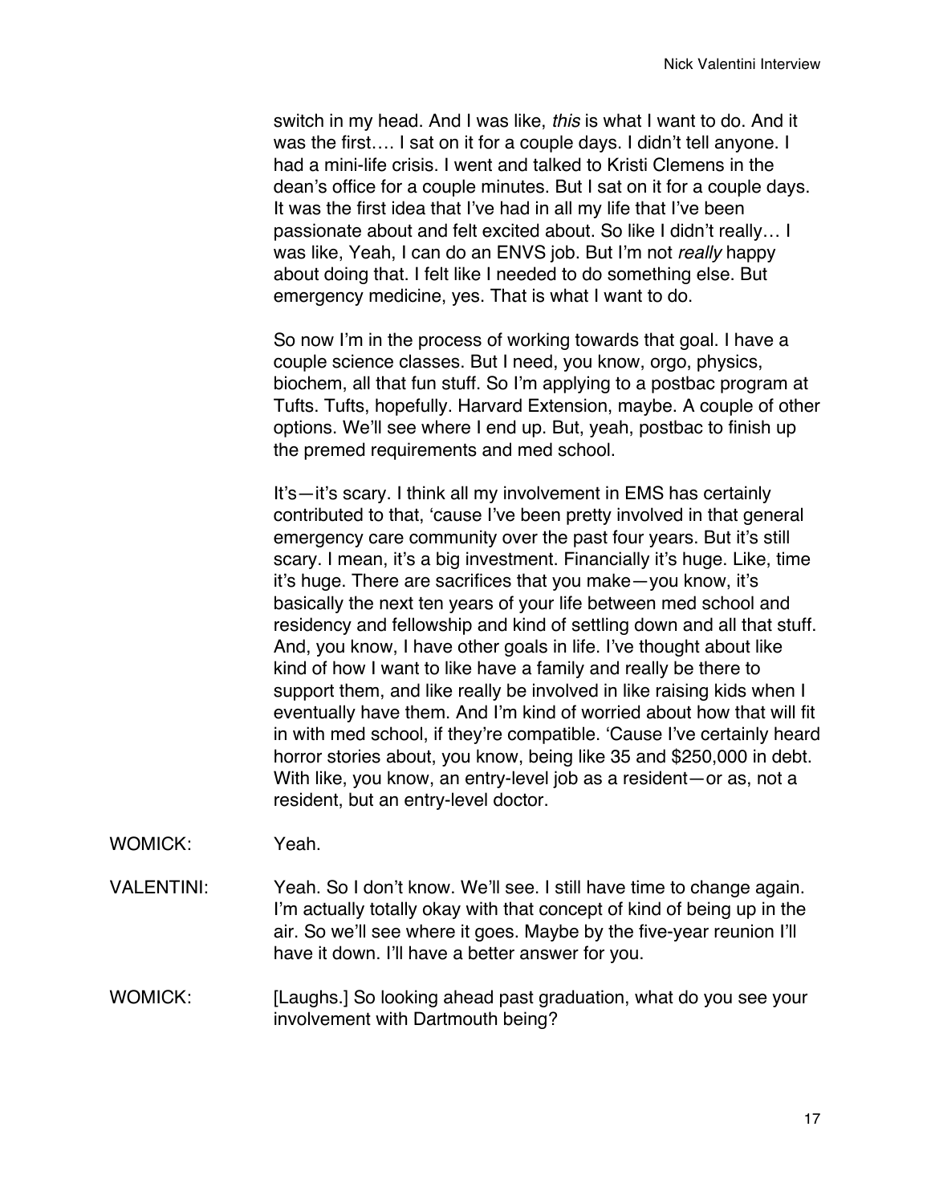switch in my head. And I was like, *this* is what I want to do. And it was the first…. I sat on it for a couple days. I didn't tell anyone. I had a mini-life crisis. I went and talked to Kristi Clemens in the dean's office for a couple minutes. But I sat on it for a couple days. It was the first idea that I've had in all my life that I've been passionate about and felt excited about. So like I didn't really… I was like, Yeah, I can do an ENVS job. But I'm not *really* happy about doing that. I felt like I needed to do something else. But emergency medicine, yes. That is what I want to do.

So now I'm in the process of working towards that goal. I have a couple science classes. But I need, you know, orgo, physics, biochem, all that fun stuff. So I'm applying to a postbac program at Tufts. Tufts, hopefully. Harvard Extension, maybe. A couple of other options. We'll see where I end up. But, yeah, postbac to finish up the premed requirements and med school.

It's—it's scary. I think all my involvement in EMS has certainly contributed to that, 'cause I've been pretty involved in that general emergency care community over the past four years. But it's still scary. I mean, it's a big investment. Financially it's huge. Like, time it's huge. There are sacrifices that you make—you know, it's basically the next ten years of your life between med school and residency and fellowship and kind of settling down and all that stuff. And, you know, I have other goals in life. I've thought about like kind of how I want to like have a family and really be there to support them, and like really be involved in like raising kids when I eventually have them. And I'm kind of worried about how that will fit in with med school, if they're compatible. 'Cause I've certainly heard horror stories about, you know, being like 35 and $250,000 in debt. With like, you know, an entry-level job as a resident—or as, not a resident, but an entry-level doctor.

WOMICK: Yeah.

VALENTINI: Yeah. So I don't know. We'll see. I still have time to change again. I'm actually totally okay with that concept of kind of being up in the air. So we'll see where it goes. Maybe by the five-year reunion I'll have it down. I'll have a better answer for you.

WOMICK: [Laughs.] So looking ahead past graduation, what do you see your involvement with Dartmouth being?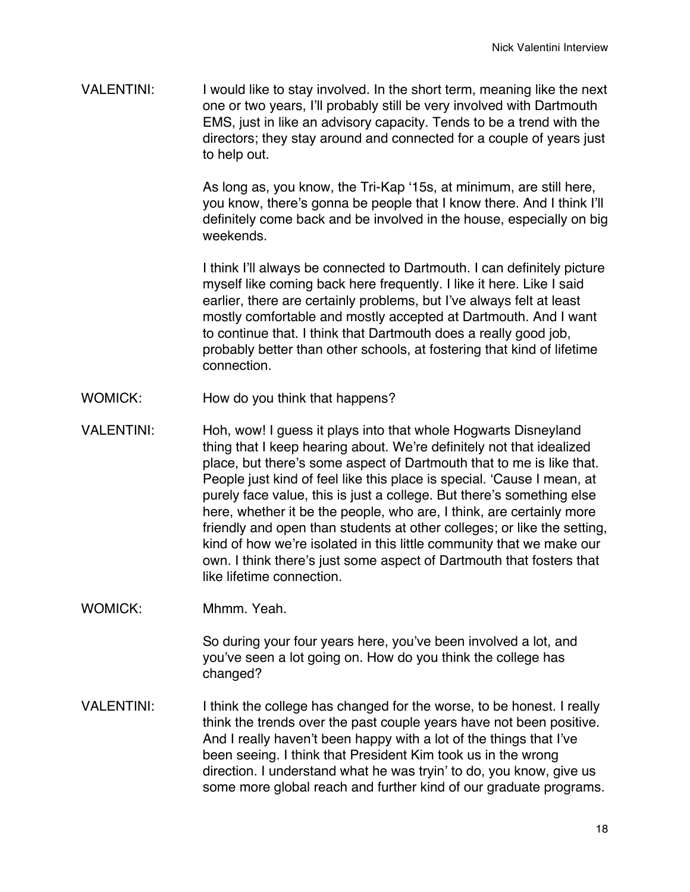VALENTINI: I would like to stay involved. In the short term, meaning like the next one or two years, I'll probably still be very involved with Dartmouth EMS, just in like an advisory capacity. Tends to be a trend with the directors; they stay around and connected for a couple of years just to help out.

As long as, you know, the Tri-Kap '15s, at minimum, are still here, you know, there's gonna be people that I know there. And I think I'll definitely come back and be involved in the house, especially on big weekends.

I think I'll always be connected to Dartmouth. I can definitely picture myself like coming back here frequently. I like it here. Like I said earlier, there are certainly problems, but I've always felt at least mostly comfortable and mostly accepted at Dartmouth. And I want to continue that. I think that Dartmouth does a really good job, probably better than other schools, at fostering that kind of lifetime connection.

WOMICK: How do you think that happens?

VALENTINI: Hoh, wow! I guess it plays into that whole Hogwarts Disneyland thing that I keep hearing about. We're definitely not that idealized place, but there's some aspect of Dartmouth that to me is like that. People just kind of feel like this place is special. 'Cause I mean, at purely face value, this is just a college. But there's something else here, whether it be the people, who are, I think, are certainly more friendly and open than students at other colleges; or like the setting, kind of how we're isolated in this little community that we make our own. I think there's just some aspect of Dartmouth that fosters that like lifetime connection.

WOMICK: Mhmm. Yeah.

So during your four years here, you've been involved a lot, and you've seen a lot going on. How do you think the college has changed?

VALENTINI: I think the college has changed for the worse, to be honest. I really think the trends over the past couple years have not been positive. And I really haven't been happy with a lot of the things that I've been seeing. I think that President Kim took us in the wrong direction. I understand what he was tryin' to do, you know, give us some more global reach and further kind of our graduate programs.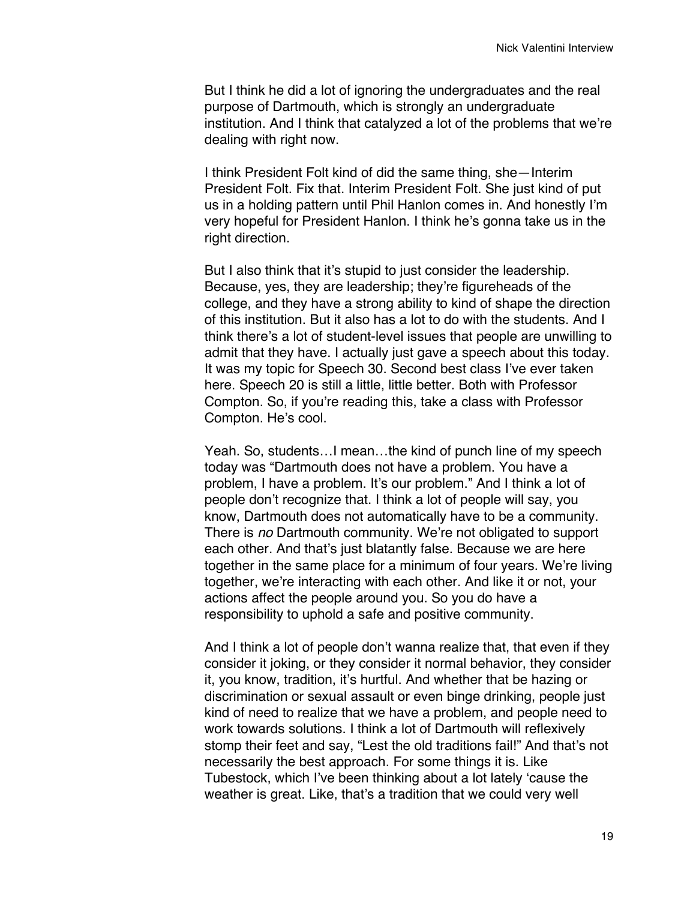But I think he did a lot of ignoring the undergraduates and the real purpose of Dartmouth, which is strongly an undergraduate institution. And I think that catalyzed a lot of the problems that we're dealing with right now.

I think President Folt kind of did the same thing, she—Interim President Folt. Fix that. Interim President Folt. She just kind of put us in a holding pattern until Phil Hanlon comes in. And honestly I'm very hopeful for President Hanlon. I think he's gonna take us in the right direction.

But I also think that it's stupid to just consider the leadership. Because, yes, they are leadership; they're figureheads of the college, and they have a strong ability to kind of shape the direction of this institution. But it also has a lot to do with the students. And I think there's a lot of student-level issues that people are unwilling to admit that they have. I actually just gave a speech about this today. It was my topic for Speech 30. Second best class I've ever taken here. Speech 20 is still a little, little better. Both with Professor Compton. So, if you're reading this, take a class with Professor Compton. He's cool.

Yeah. So, students…I mean…the kind of punch line of my speech today was "Dartmouth does not have a problem. You have a problem, I have a problem. It's our problem." And I think a lot of people don't recognize that. I think a lot of people will say, you know, Dartmouth does not automatically have to be a community. There is *no* Dartmouth community. We're not obligated to support each other. And that's just blatantly false. Because we are here together in the same place for a minimum of four years. We're living together, we're interacting with each other. And like it or not, your actions affect the people around you. So you do have a responsibility to uphold a safe and positive community.

And I think a lot of people don't wanna realize that, that even if they consider it joking, or they consider it normal behavior, they consider it, you know, tradition, it's hurtful. And whether that be hazing or discrimination or sexual assault or even binge drinking, people just kind of need to realize that we have a problem, and people need to work towards solutions. I think a lot of Dartmouth will reflexively stomp their feet and say, "Lest the old traditions fail!" And that's not necessarily the best approach. For some things it is. Like Tubestock, which I've been thinking about a lot lately 'cause the weather is great. Like, that's a tradition that we could very well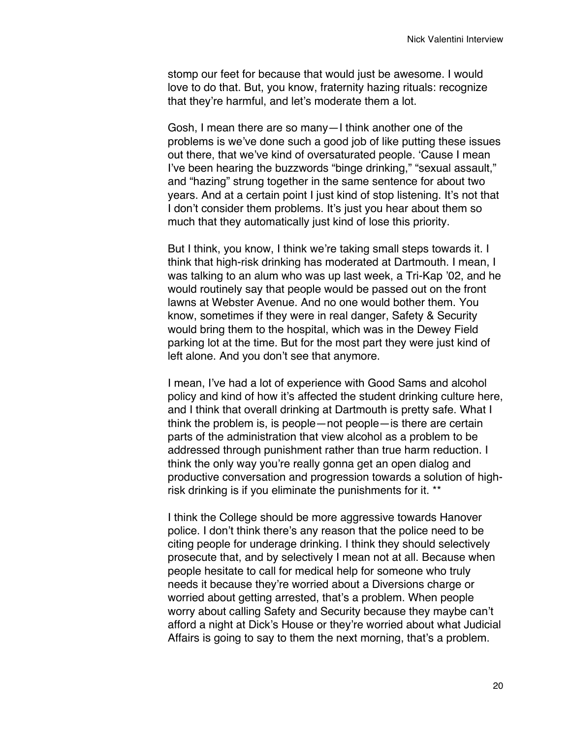stomp our feet for because that would just be awesome. I would love to do that. But, you know, fraternity hazing rituals: recognize that they're harmful, and let's moderate them a lot.

Gosh, I mean there are so many—I think another one of the problems is we've done such a good job of like putting these issues out there, that we've kind of oversaturated people. 'Cause I mean I've been hearing the buzzwords "binge drinking," "sexual assault," and "hazing" strung together in the same sentence for about two years. And at a certain point I just kind of stop listening. It's not that I don't consider them problems. It's just you hear about them so much that they automatically just kind of lose this priority.

But I think, you know, I think we're taking small steps towards it. I think that high-risk drinking has moderated at Dartmouth. I mean, I was talking to an alum who was up last week, a Tri-Kap '02, and he would routinely say that people would be passed out on the front lawns at Webster Avenue. And no one would bother them. You know, sometimes if they were in real danger, Safety & Security would bring them to the hospital, which was in the Dewey Field parking lot at the time. But for the most part they were just kind of left alone. And you don't see that anymore.

I mean, I've had a lot of experience with Good Sams and alcohol policy and kind of how it's affected the student drinking culture here, and I think that overall drinking at Dartmouth is pretty safe. What I think the problem is, is people—not people—is there are certain parts of the administration that view alcohol as a problem to be addressed through punishment rather than true harm reduction. I think the only way you're really gonna get an open dialog and productive conversation and progression towards a solution of high-risk drinking is if you eliminate the punishments for it. **

I think the College should be more aggressive towards Hanover police. I don't think there's any reason that the police need to be citing people for underage drinking. I think they should selectively prosecute that, and by selectively I mean not at all. Because when people hesitate to call for medical help for someone who truly needs it because they're worried about a Diversions charge or worried about getting arrested, that's a problem. When people worry about calling Safety and Security because they maybe can't afford a night at Dick's House or they're worried about what Judicial Affairs is going to say to them the next morning, that's a problem.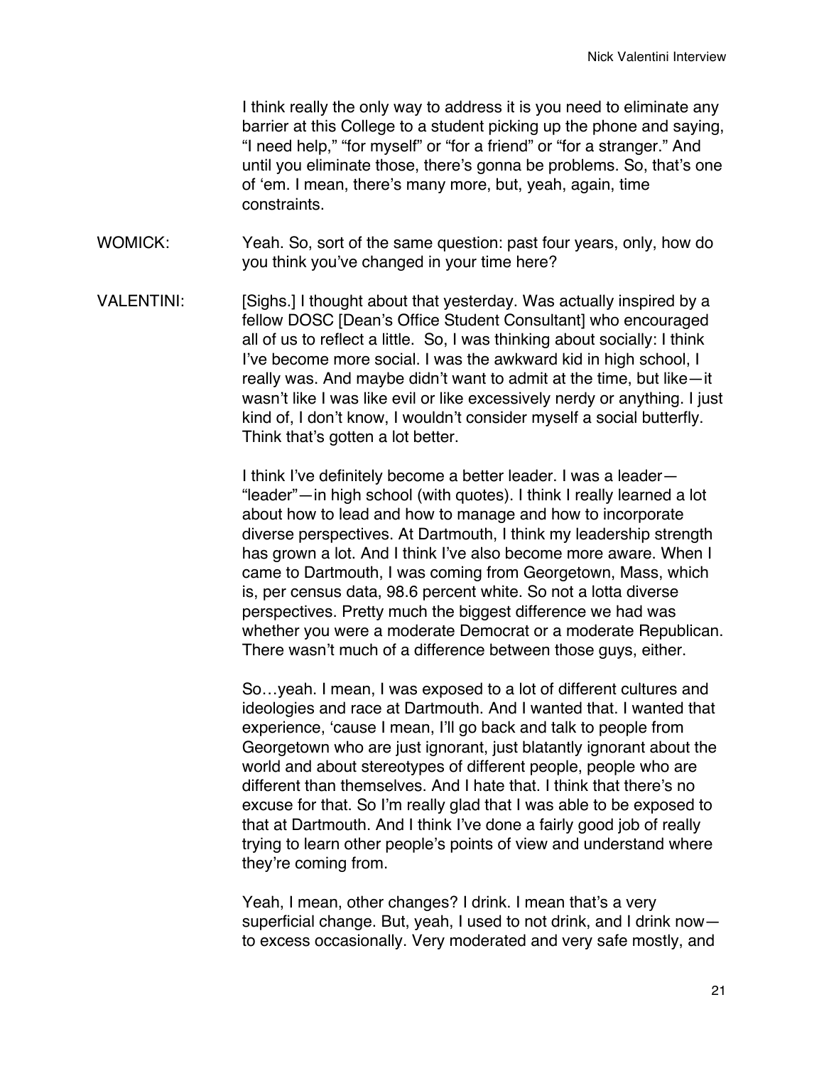I think really the only way to address it is you need to eliminate any barrier at this College to a student picking up the phone and saying, "I need help," "for myself" or "for a friend" or "for a stranger." And until you eliminate those, there's gonna be problems. So, that's one of 'em. I mean, there's many more, but, yeah, again, time constraints.

WOMICK: Yeah. So, sort of the same question: past four years, only, how do you think you've changed in your time here?

VALENTINI: [Sighs.] I thought about that yesterday. Was actually inspired by a fellow DOSC [Dean's Office Student Consultant] who encouraged all of us to reflect a little. So, I was thinking about socially: I think I've become more social. I was the awkward kid in high school, I really was. And maybe didn't want to admit at the time, but like—it wasn't like I was like evil or like excessively nerdy or anything. I just kind of, I don't know, I wouldn't consider myself a social butterfly. Think that's gotten a lot better.

I think I've definitely become a better leader. I was a leader—"leader"—in high school (with quotes). I think I really learned a lot about how to lead and how to manage and how to incorporate diverse perspectives. At Dartmouth, I think my leadership strength has grown a lot. And I think I've also become more aware. When I came to Dartmouth, I was coming from Georgetown, Mass, which is, per census data, 98.6 percent white. So not a lotta diverse perspectives. Pretty much the biggest difference we had was whether you were a moderate Democrat or a moderate Republican. There wasn't much of a difference between those guys, either.

So…yeah. I mean, I was exposed to a lot of different cultures and ideologies and race at Dartmouth. And I wanted that. I wanted that experience, 'cause I mean, I'll go back and talk to people from Georgetown who are just ignorant, just blatantly ignorant about the world and about stereotypes of different people, people who are different than themselves. And I hate that. I think that there's no excuse for that. So I'm really glad that I was able to be exposed to that at Dartmouth. And I think I've done a fairly good job of really trying to learn other people's points of view and understand where they're coming from.

Yeah, I mean, other changes? I drink. I mean that's a very superficial change. But, yeah, I used to not drink, and I drink now—to excess occasionally. Very moderated and very safe mostly, and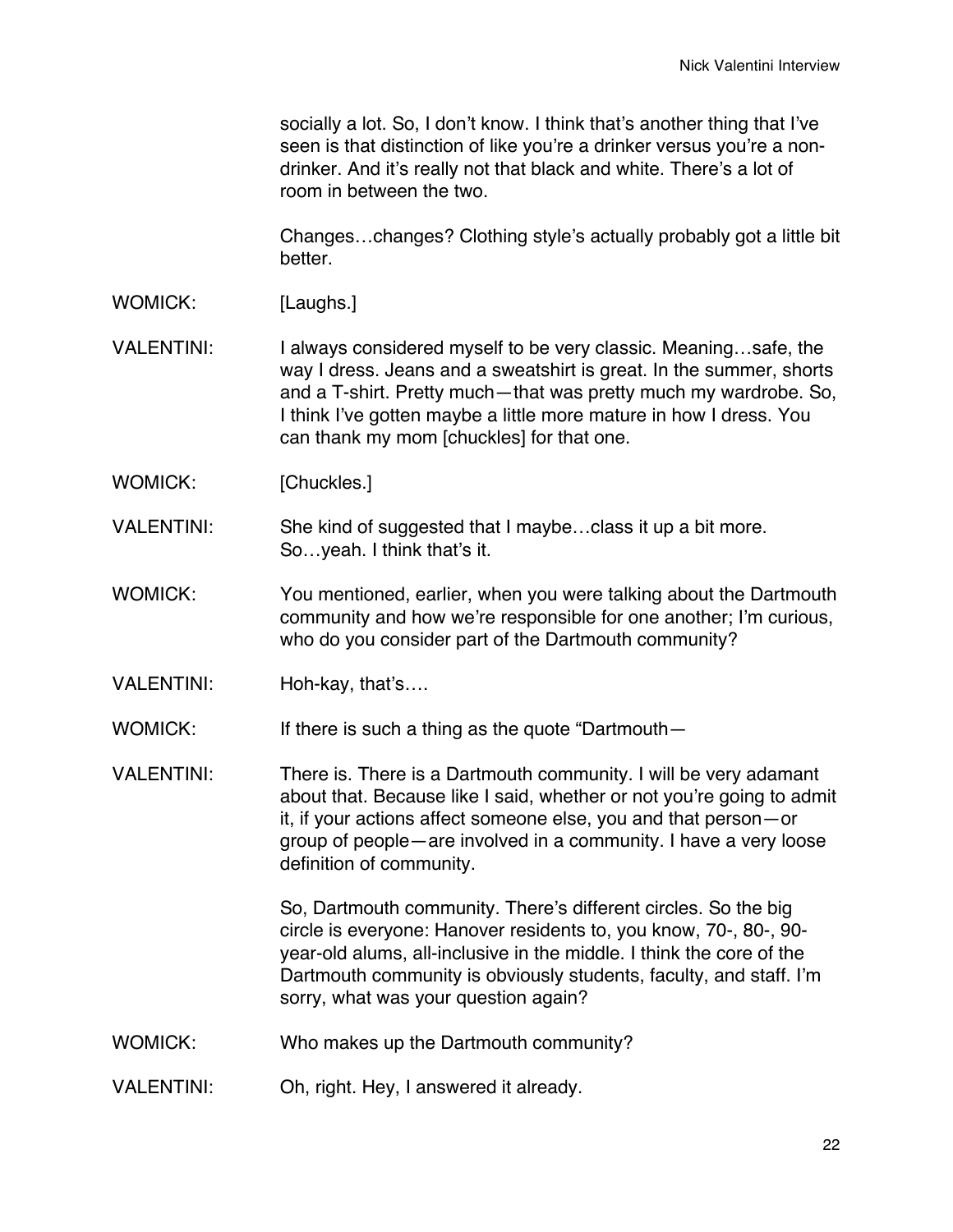socially a lot. So, I don't know. I think that's another thing that I've seen is that distinction of like you're a drinker versus you're a non-drinker. And it's really not that black and white. There's a lot of room in between the two.

Changes…changes? Clothing style's actually probably got a little bit better.

WOMICK: [Laughs.]

VALENTINI: I always considered myself to be very classic. Meaning…safe, the way I dress. Jeans and a sweatshirt is great. In the summer, shorts and a T-shirt. Pretty much—that was pretty much my wardrobe. So, I think I've gotten maybe a little more mature in how I dress. You can thank my mom [chuckles] for that one.

WOMICK: [Chuckles.]

VALENTINI: She kind of suggested that I maybe…class it up a bit more. So…yeah. I think that's it.

WOMICK: You mentioned, earlier, when you were talking about the Dartmouth community and how we're responsible for one another; I'm curious, who do you consider part of the Dartmouth community?

VALENTINI: Hoh-kay, that's….

WOMICK: If there is such a thing as the quote "Dartmouth—

VALENTINI: There is. There is a Dartmouth community. I will be very adamant about that. Because like I said, whether or not you're going to admit it, if your actions affect someone else, you and that person—or group of people—are involved in a community. I have a very loose definition of community.

So, Dartmouth community. There's different circles. So the big circle is everyone: Hanover residents to, you know, 70-, 80-, 90-year-old alums, all-inclusive in the middle. I think the core of the Dartmouth community is obviously students, faculty, and staff. I'm sorry, what was your question again?

WOMICK: Who makes up the Dartmouth community?

VALENTINI: Oh, right. Hey, I answered it already.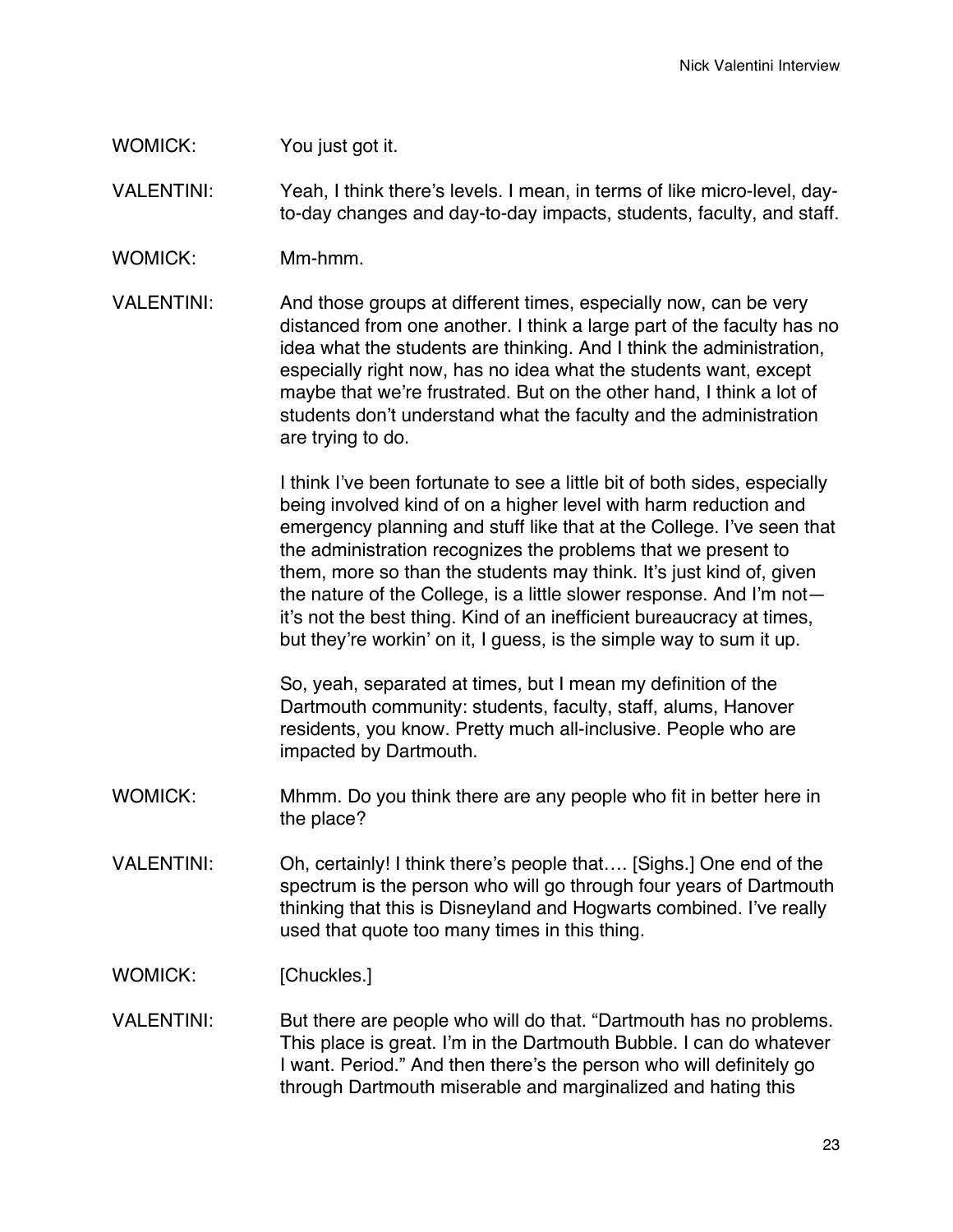WOMICK: You just got it.

VALENTINI: Yeah, I think there's levels. I mean, in terms of like micro-level, day-to-day changes and day-to-day impacts, students, faculty, and staff.

WOMICK: Mm-hmm.

VALENTINI: And those groups at different times, especially now, can be very distanced from one another. I think a large part of the faculty has no idea what the students are thinking. And I think the administration, especially right now, has no idea what the students want, except maybe that we're frustrated. But on the other hand, I think a lot of students don't understand what the faculty and the administration are trying to do.

I think I've been fortunate to see a little bit of both sides, especially being involved kind of on a higher level with harm reduction and emergency planning and stuff like that at the College. I've seen that the administration recognizes the problems that we present to them, more so than the students may think. It's just kind of, given the nature of the College, is a little slower response. And I'm not—it's not the best thing. Kind of an inefficient bureaucracy at times, but they're workin' on it, I guess, is the simple way to sum it up.

So, yeah, separated at times, but I mean my definition of the Dartmouth community: students, faculty, staff, alums, Hanover residents, you know. Pretty much all-inclusive. People who are impacted by Dartmouth.

WOMICK: Mhmm. Do you think there are any people who fit in better here in the place?

VALENTINI: Oh, certainly! I think there's people that…. [Sighs.] One end of the spectrum is the person who will go through four years of Dartmouth thinking that this is Disneyland and Hogwarts combined. I've really used that quote too many times in this thing.

WOMICK: [Chuckles.]

VALENTINI: But there are people who will do that. "Dartmouth has no problems. This place is great. I'm in the Dartmouth Bubble. I can do whatever I want. Period." And then there's the person who will definitely go through Dartmouth miserable and marginalized and hating this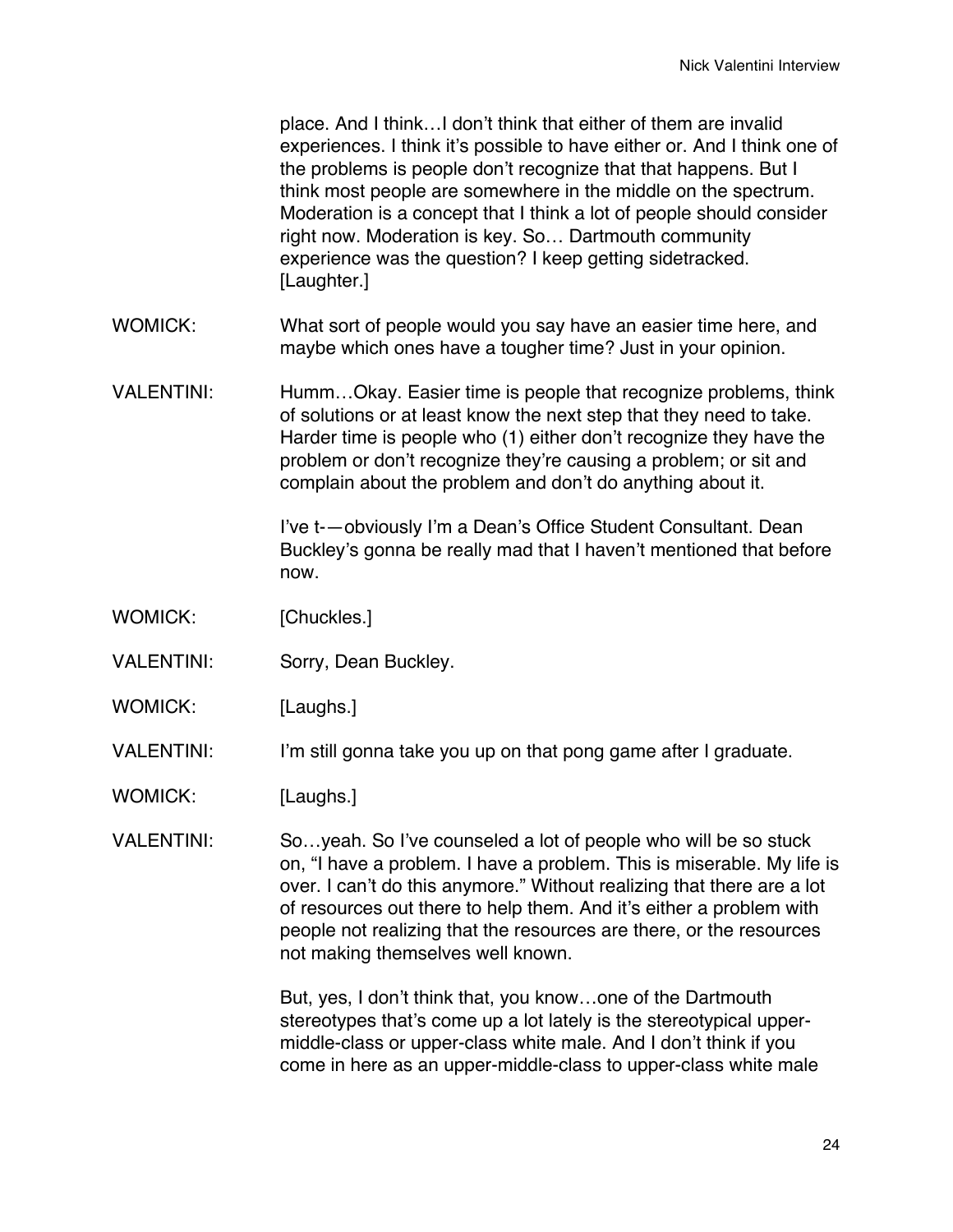place. And I think…I don't think that either of them are invalid experiences. I think it's possible to have either or. And I think one of the problems is people don't recognize that that happens. But I think most people are somewhere in the middle on the spectrum. Moderation is a concept that I think a lot of people should consider right now. Moderation is key. So… Dartmouth community experience was the question? I keep getting sidetracked. [Laughter.]

WOMICK: What sort of people would you say have an easier time here, and maybe which ones have a tougher time? Just in your opinion.

VALENTINI: Humm…Okay. Easier time is people that recognize problems, think of solutions or at least know the next step that they need to take. Harder time is people who (1) either don't recognize they have the problem or don't recognize they're causing a problem; or sit and complain about the problem and don't do anything about it.

I've t-—obviously I'm a Dean's Office Student Consultant. Dean Buckley's gonna be really mad that I haven't mentioned that before now.

WOMICK: [Chuckles.]

VALENTINI: Sorry, Dean Buckley.

WOMICK: [Laughs.]

VALENTINI: I'm still gonna take you up on that pong game after I graduate.

WOMICK: [Laughs.]

VALENTINI: So…yeah. So I've counseled a lot of people who will be so stuck on, "I have a problem. I have a problem. This is miserable. My life is over. I can't do this anymore." Without realizing that there are a lot of resources out there to help them. And it's either a problem with people not realizing that the resources are there, or the resources not making themselves well known.

But, yes, I don't think that, you know…one of the Dartmouth stereotypes that's come up a lot lately is the stereotypical upper-middle-class or upper-class white male. And I don't think if you come in here as an upper-middle-class to upper-class white male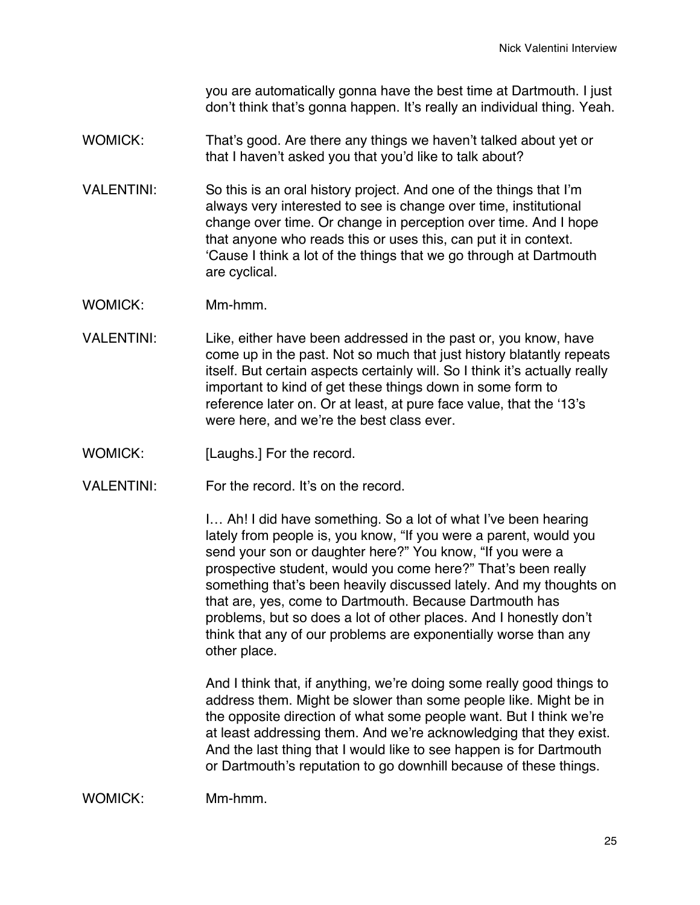you are automatically gonna have the best time at Dartmouth. I just don't think that's gonna happen. It's really an individual thing. Yeah.

WOMICK: That's good. Are there any things we haven't talked about yet or that I haven't asked you that you'd like to talk about?

VALENTINI: So this is an oral history project. And one of the things that I'm always very interested to see is change over time, institutional change over time. Or change in perception over time. And I hope that anyone who reads this or uses this, can put it in context. 'Cause I think a lot of the things that we go through at Dartmouth are cyclical.

WOMICK: Mm-hmm.

VALENTINI: Like, either have been addressed in the past or, you know, have come up in the past. Not so much that just history blatantly repeats itself. But certain aspects certainly will. So I think it's actually really important to kind of get these things down in some form to reference later on. Or at least, at pure face value, that the '13's were here, and we're the best class ever.

WOMICK: [Laughs.] For the record.

VALENTINI: For the record. It's on the record.

I… Ah! I did have something. So a lot of what I've been hearing lately from people is, you know, "If you were a parent, would you send your son or daughter here?" You know, "If you were a prospective student, would you come here?" That's been really something that's been heavily discussed lately. And my thoughts on that are, yes, come to Dartmouth. Because Dartmouth has problems, but so does a lot of other places. And I honestly don't think that any of our problems are exponentially worse than any other place.

And I think that, if anything, we're doing some really good things to address them. Might be slower than some people like. Might be in the opposite direction of what some people want. But I think we're at least addressing them. And we're acknowledging that they exist. And the last thing that I would like to see happen is for Dartmouth or Dartmouth's reputation to go downhill because of these things.

WOMICK: Mm-hmm.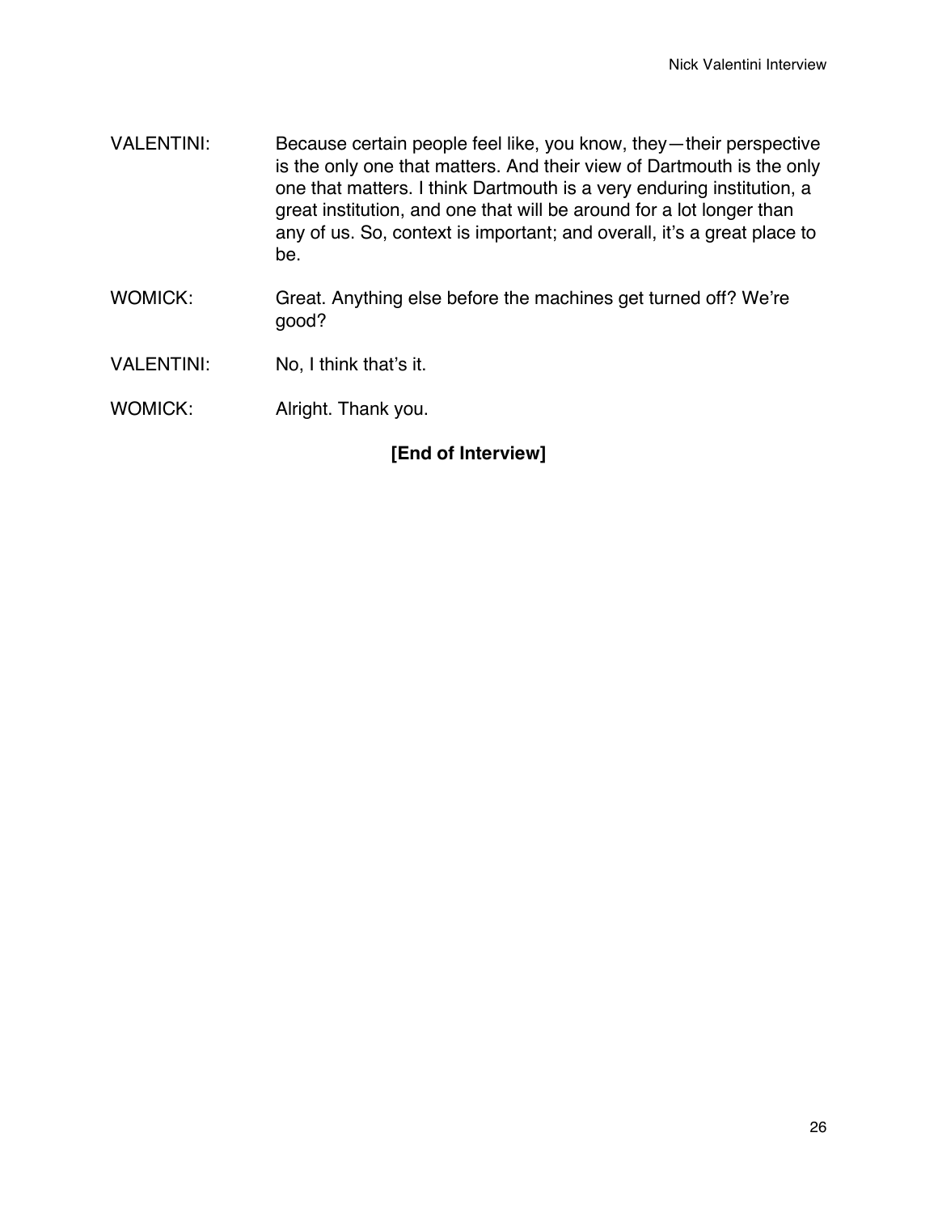VALENTINI: Because certain people feel like, you know, they—their perspective is the only one that matters. And their view of Dartmouth is the only one that matters. I think Dartmouth is a very enduring institution, a great institution, and one that will be around for a lot longer than any of us. So, context is important; and overall, it's a great place to be.

WOMICK: Great. Anything else before the machines get turned off? We're good?

VALENTINI: No, I think that's it.

WOMICK: Alright. Thank you.

**[End of Interview]**